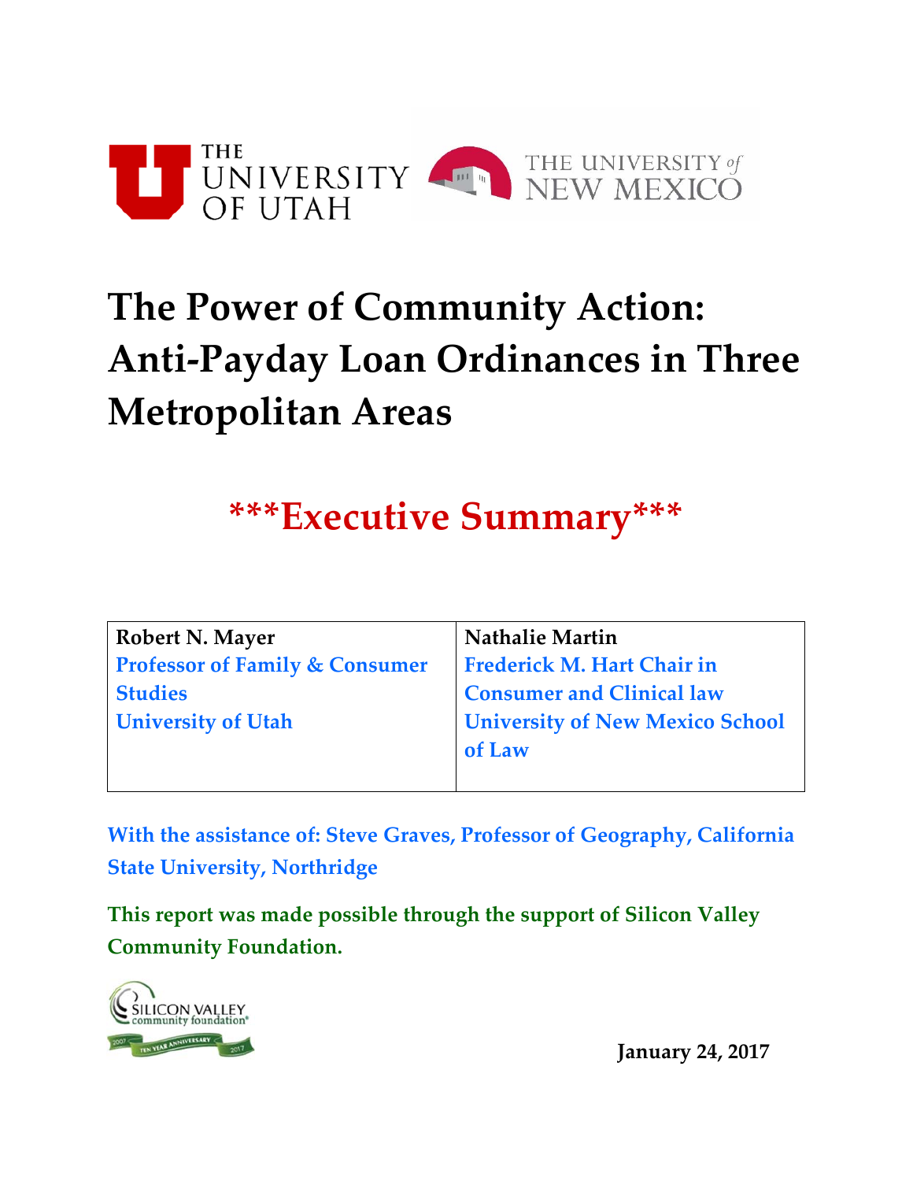# The Power of Community Action: Anti-Payday Loan Ordinances in Three Metropolitan Areas

## \*\*\*Executive Summary\*\*\*

| | |
|---|---|
| **Robert N. Mayer**<br>**Professor of Family & Consumer Studies**<br>**University of Utah** | **Nathalie Martin**<br>**Frederick M. Hart Chair in Consumer and Clinical law**<br>**University of New Mexico School of Law** |

**With the assistance of: Steve Graves, Professor of Geography, California State University, Northridge**

**This report was made possible through the support of Silicon Valley Community Foundation.**

**January 24, 2017**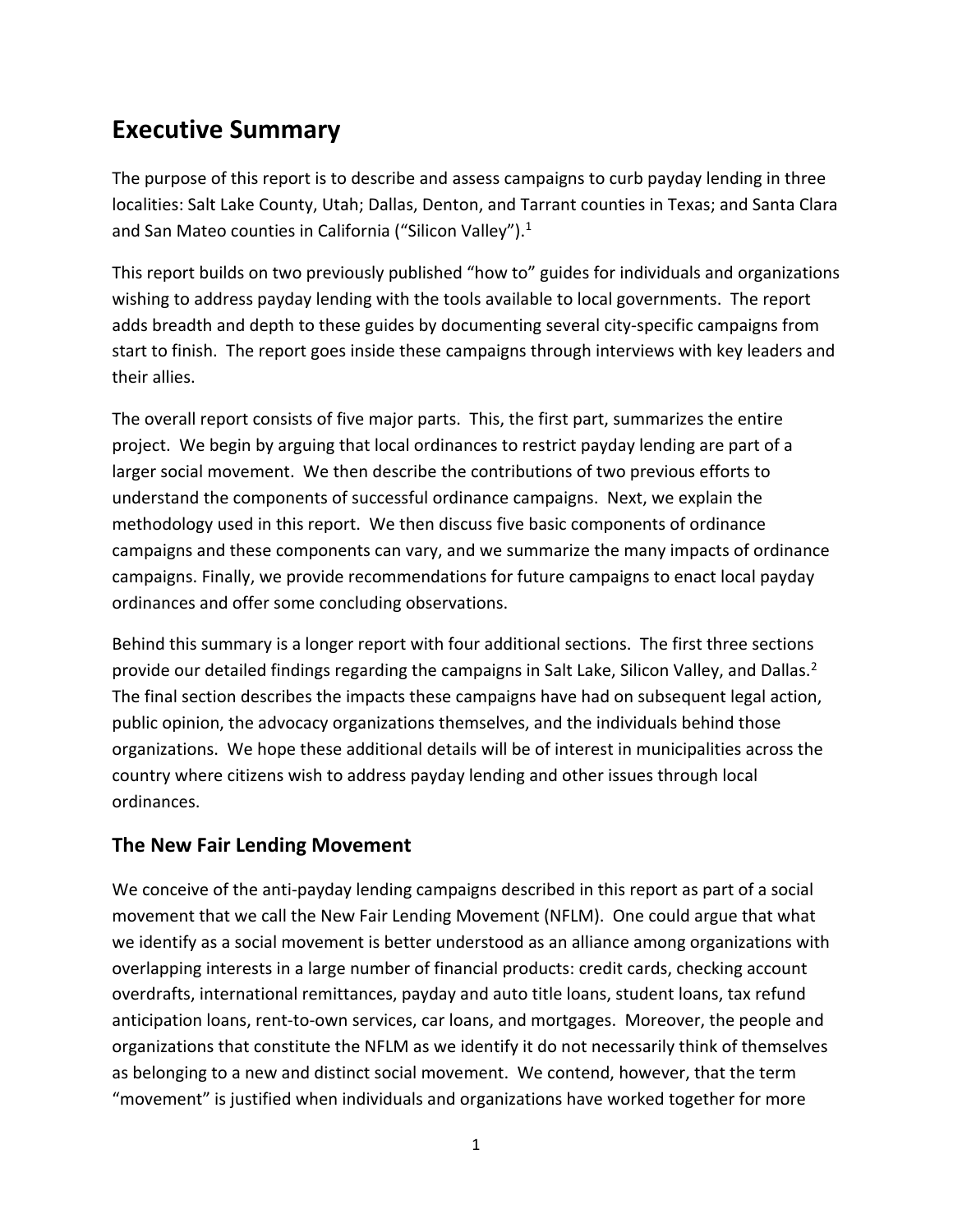# Executive Summary

The purpose of this report is to describe and assess campaigns to curb payday lending in three localities: Salt Lake County, Utah; Dallas, Denton, and Tarrant counties in Texas; and Santa Clara and San Mateo counties in California ("Silicon Valley").[1]

This report builds on two previously published "how to" guides for individuals and organizations wishing to address payday lending with the tools available to local governments. The report adds breadth and depth to these guides by documenting several city-specific campaigns from start to finish. The report goes inside these campaigns through interviews with key leaders and their allies.

The overall report consists of five major parts. This, the first part, summarizes the entire project. We begin by arguing that local ordinances to restrict payday lending are part of a larger social movement. We then describe the contributions of two previous efforts to understand the components of successful ordinance campaigns. Next, we explain the methodology used in this report. We then discuss five basic components of ordinance campaigns and these components can vary, and we summarize the many impacts of ordinance campaigns. Finally, we provide recommendations for future campaigns to enact local payday ordinances and offer some concluding observations.

Behind this summary is a longer report with four additional sections. The first three sections provide our detailed findings regarding the campaigns in Salt Lake, Silicon Valley, and Dallas.[2] The final section describes the impacts these campaigns have had on subsequent legal action, public opinion, the advocacy organizations themselves, and the individuals behind those organizations. We hope these additional details will be of interest in municipalities across the country where citizens wish to address payday lending and other issues through local ordinances.

## The New Fair Lending Movement

We conceive of the anti-payday lending campaigns described in this report as part of a social movement that we call the New Fair Lending Movement (NFLM). One could argue that what we identify as a social movement is better understood as an alliance among organizations with overlapping interests in a large number of financial products: credit cards, checking account overdrafts, international remittances, payday and auto title loans, student loans, tax refund anticipation loans, rent-to-own services, car loans, and mortgages. Moreover, the people and organizations that constitute the NFLM as we identify it do not necessarily think of themselves as belonging to a new and distinct social movement. We contend, however, that the term "movement" is justified when individuals and organizations have worked together for more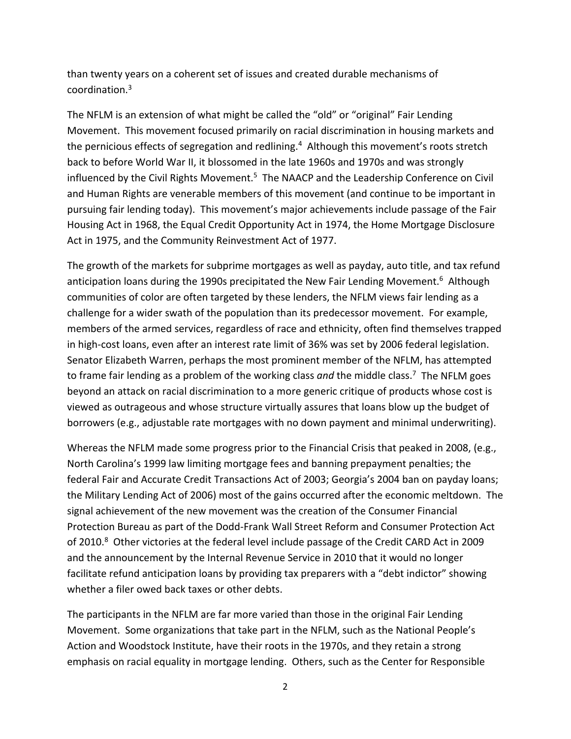than twenty years on a coherent set of issues and created durable mechanisms of coordination.[3]

The NFLM is an extension of what might be called the "old" or "original" Fair Lending Movement. This movement focused primarily on racial discrimination in housing markets and the pernicious effects of segregation and redlining.[4] Although this movement's roots stretch back to before World War II, it blossomed in the late 1960s and 1970s and was strongly influenced by the Civil Rights Movement.[5] The NAACP and the Leadership Conference on Civil and Human Rights are venerable members of this movement (and continue to be important in pursuing fair lending today). This movement's major achievements include passage of the Fair Housing Act in 1968, the Equal Credit Opportunity Act in 1974, the Home Mortgage Disclosure Act in 1975, and the Community Reinvestment Act of 1977.

The growth of the markets for subprime mortgages as well as payday, auto title, and tax refund anticipation loans during the 1990s precipitated the New Fair Lending Movement.[6] Although communities of color are often targeted by these lenders, the NFLM views fair lending as a challenge for a wider swath of the population than its predecessor movement. For example, members of the armed services, regardless of race and ethnicity, often find themselves trapped in high-cost loans, even after an interest rate limit of 36% was set by 2006 federal legislation. Senator Elizabeth Warren, perhaps the most prominent member of the NFLM, has attempted to frame fair lending as a problem of the working class *and* the middle class.[7] The NFLM goes beyond an attack on racial discrimination to a more generic critique of products whose cost is viewed as outrageous and whose structure virtually assures that loans blow up the budget of borrowers (e.g., adjustable rate mortgages with no down payment and minimal underwriting).

Whereas the NFLM made some progress prior to the Financial Crisis that peaked in 2008, (e.g., North Carolina's 1999 law limiting mortgage fees and banning prepayment penalties; the federal Fair and Accurate Credit Transactions Act of 2003; Georgia's 2004 ban on payday loans; the Military Lending Act of 2006) most of the gains occurred after the economic meltdown. The signal achievement of the new movement was the creation of the Consumer Financial Protection Bureau as part of the Dodd-Frank Wall Street Reform and Consumer Protection Act of 2010.[8] Other victories at the federal level include passage of the Credit CARD Act in 2009 and the announcement by the Internal Revenue Service in 2010 that it would no longer facilitate refund anticipation loans by providing tax preparers with a "debt indictor" showing whether a filer owed back taxes or other debts.

The participants in the NFLM are far more varied than those in the original Fair Lending Movement. Some organizations that take part in the NFLM, such as the National People's Action and Woodstock Institute, have their roots in the 1970s, and they retain a strong emphasis on racial equality in mortgage lending. Others, such as the Center for Responsible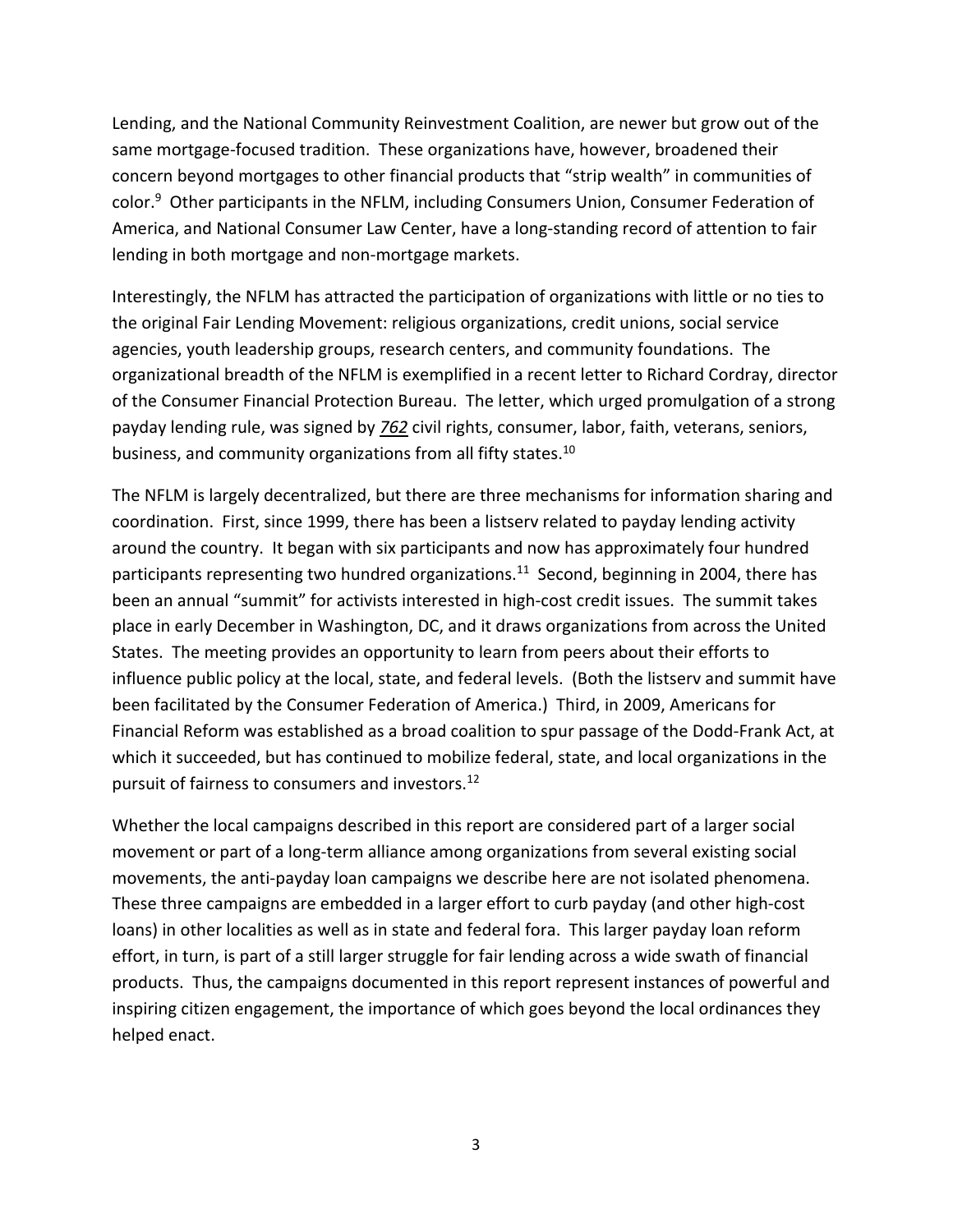Lending, and the National Community Reinvestment Coalition, are newer but grow out of the same mortgage-focused tradition. These organizations have, however, broadened their concern beyond mortgages to other financial products that "strip wealth" in communities of color.[9] Other participants in the NFLM, including Consumers Union, Consumer Federation of America, and National Consumer Law Center, have a long-standing record of attention to fair lending in both mortgage and non-mortgage markets.

Interestingly, the NFLM has attracted the participation of organizations with little or no ties to the original Fair Lending Movement: religious organizations, credit unions, social service agencies, youth leadership groups, research centers, and community foundations. The organizational breadth of the NFLM is exemplified in a recent letter to Richard Cordray, director of the Consumer Financial Protection Bureau. The letter, which urged promulgation of a strong payday lending rule, was signed by *762* civil rights, consumer, labor, faith, veterans, seniors, business, and community organizations from all fifty states.[10]

The NFLM is largely decentralized, but there are three mechanisms for information sharing and coordination. First, since 1999, there has been a listserv related to payday lending activity around the country. It began with six participants and now has approximately four hundred participants representing two hundred organizations.[11] Second, beginning in 2004, there has been an annual "summit" for activists interested in high-cost credit issues. The summit takes place in early December in Washington, DC, and it draws organizations from across the United States. The meeting provides an opportunity to learn from peers about their efforts to influence public policy at the local, state, and federal levels. (Both the listserv and summit have been facilitated by the Consumer Federation of America.) Third, in 2009, Americans for Financial Reform was established as a broad coalition to spur passage of the Dodd-Frank Act, at which it succeeded, but has continued to mobilize federal, state, and local organizations in the pursuit of fairness to consumers and investors.[12]

Whether the local campaigns described in this report are considered part of a larger social movement or part of a long-term alliance among organizations from several existing social movements, the anti-payday loan campaigns we describe here are not isolated phenomena. These three campaigns are embedded in a larger effort to curb payday (and other high-cost loans) in other localities as well as in state and federal fora. This larger payday loan reform effort, in turn, is part of a still larger struggle for fair lending across a wide swath of financial products. Thus, the campaigns documented in this report represent instances of powerful and inspiring citizen engagement, the importance of which goes beyond the local ordinances they helped enact.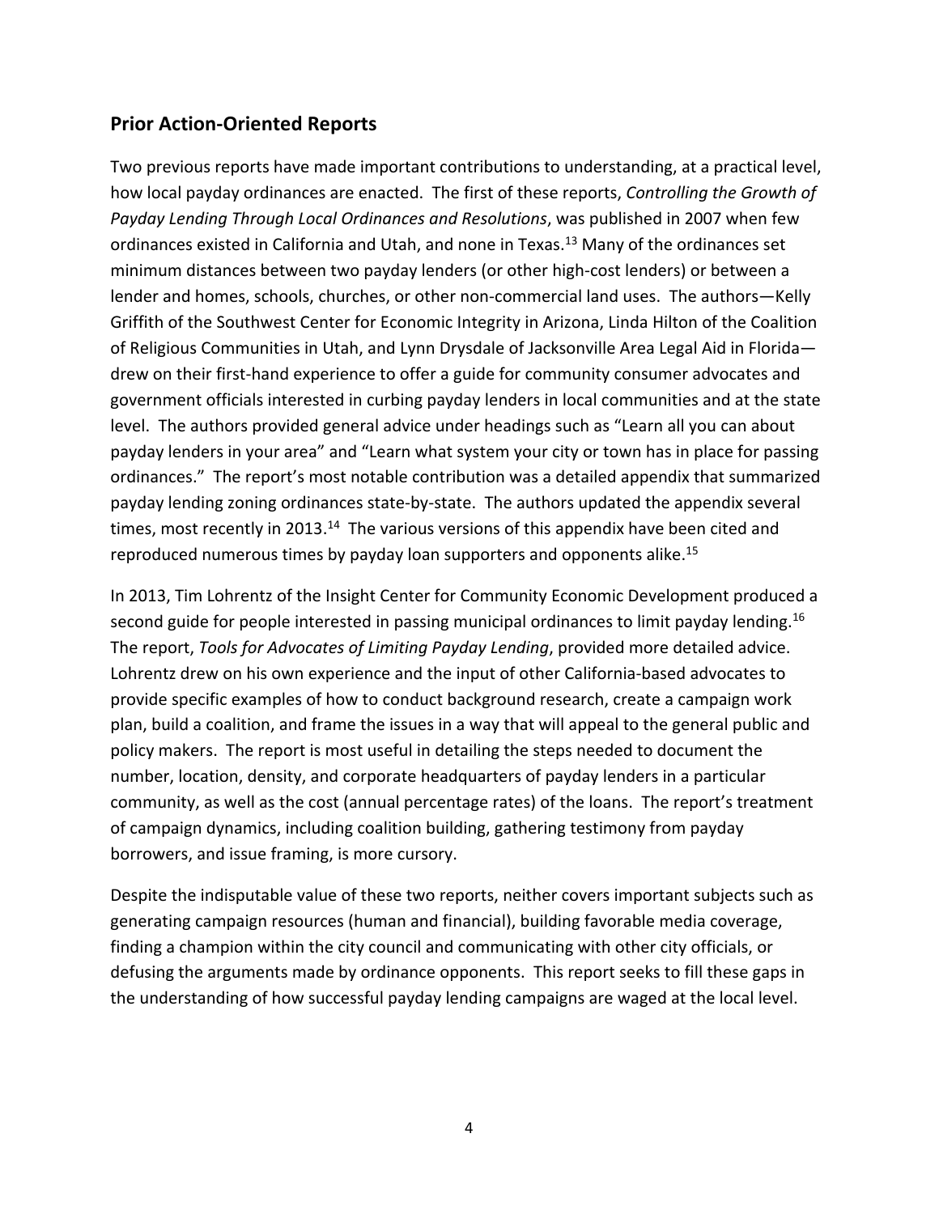## Prior Action-Oriented Reports

Two previous reports have made important contributions to understanding, at a practical level, how local payday ordinances are enacted. The first of these reports, *Controlling the Growth of Payday Lending Through Local Ordinances and Resolutions*, was published in 2007 when few ordinances existed in California and Utah, and none in Texas.[13] Many of the ordinances set minimum distances between two payday lenders (or other high-cost lenders) or between a lender and homes, schools, churches, or other non-commercial land uses. The authors—Kelly Griffith of the Southwest Center for Economic Integrity in Arizona, Linda Hilton of the Coalition of Religious Communities in Utah, and Lynn Drysdale of Jacksonville Area Legal Aid in Florida—drew on their first-hand experience to offer a guide for community consumer advocates and government officials interested in curbing payday lenders in local communities and at the state level. The authors provided general advice under headings such as "Learn all you can about payday lenders in your area" and "Learn what system your city or town has in place for passing ordinances." The report's most notable contribution was a detailed appendix that summarized payday lending zoning ordinances state-by-state. The authors updated the appendix several times, most recently in 2013.[14] The various versions of this appendix have been cited and reproduced numerous times by payday loan supporters and opponents alike.[15]

In 2013, Tim Lohrentz of the Insight Center for Community Economic Development produced a second guide for people interested in passing municipal ordinances to limit payday lending.[16] The report, *Tools for Advocates of Limiting Payday Lending*, provided more detailed advice. Lohrentz drew on his own experience and the input of other California-based advocates to provide specific examples of how to conduct background research, create a campaign work plan, build a coalition, and frame the issues in a way that will appeal to the general public and policy makers. The report is most useful in detailing the steps needed to document the number, location, density, and corporate headquarters of payday lenders in a particular community, as well as the cost (annual percentage rates) of the loans. The report's treatment of campaign dynamics, including coalition building, gathering testimony from payday borrowers, and issue framing, is more cursory.

Despite the indisputable value of these two reports, neither covers important subjects such as generating campaign resources (human and financial), building favorable media coverage, finding a champion within the city council and communicating with other city officials, or defusing the arguments made by ordinance opponents. This report seeks to fill these gaps in the understanding of how successful payday lending campaigns are waged at the local level.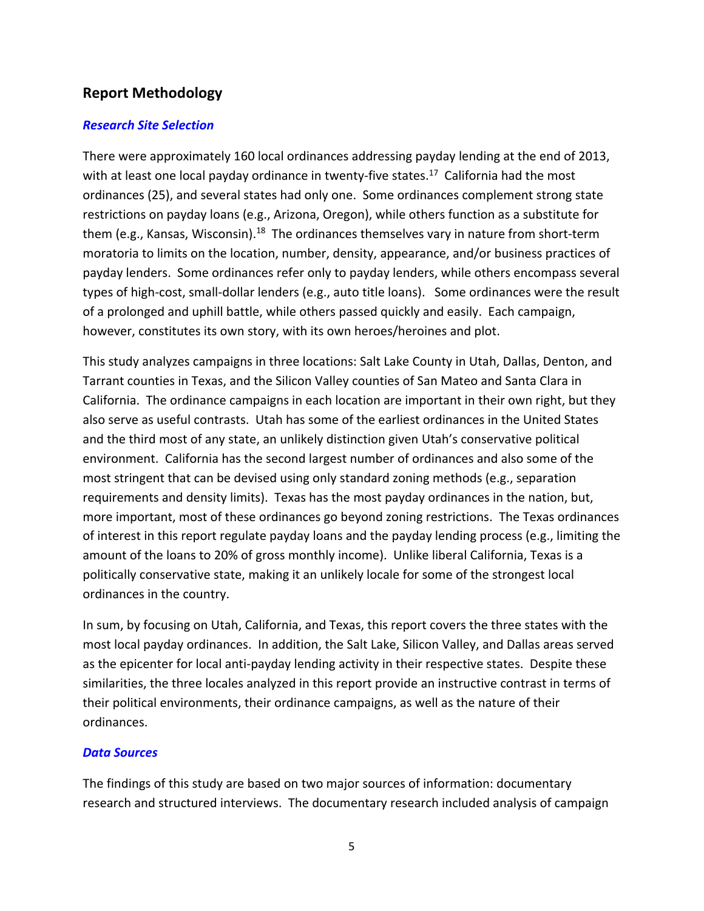## Report Methodology

### *Research Site Selection*

There were approximately 160 local ordinances addressing payday lending at the end of 2013, with at least one local payday ordinance in twenty-five states.[17] California had the most ordinances (25), and several states had only one. Some ordinances complement strong state restrictions on payday loans (e.g., Arizona, Oregon), while others function as a substitute for them (e.g., Kansas, Wisconsin).[18] The ordinances themselves vary in nature from short-term moratoria to limits on the location, number, density, appearance, and/or business practices of payday lenders. Some ordinances refer only to payday lenders, while others encompass several types of high-cost, small-dollar lenders (e.g., auto title loans). Some ordinances were the result of a prolonged and uphill battle, while others passed quickly and easily. Each campaign, however, constitutes its own story, with its own heroes/heroines and plot.

This study analyzes campaigns in three locations: Salt Lake County in Utah, Dallas, Denton, and Tarrant counties in Texas, and the Silicon Valley counties of San Mateo and Santa Clara in California. The ordinance campaigns in each location are important in their own right, but they also serve as useful contrasts. Utah has some of the earliest ordinances in the United States and the third most of any state, an unlikely distinction given Utah's conservative political environment. California has the second largest number of ordinances and also some of the most stringent that can be devised using only standard zoning methods (e.g., separation requirements and density limits). Texas has the most payday ordinances in the nation, but, more important, most of these ordinances go beyond zoning restrictions. The Texas ordinances of interest in this report regulate payday loans and the payday lending process (e.g., limiting the amount of the loans to 20% of gross monthly income). Unlike liberal California, Texas is a politically conservative state, making it an unlikely locale for some of the strongest local ordinances in the country.

In sum, by focusing on Utah, California, and Texas, this report covers the three states with the most local payday ordinances. In addition, the Salt Lake, Silicon Valley, and Dallas areas served as the epicenter for local anti-payday lending activity in their respective states. Despite these similarities, the three locales analyzed in this report provide an instructive contrast in terms of their political environments, their ordinance campaigns, as well as the nature of their ordinances.

### *Data Sources*

The findings of this study are based on two major sources of information: documentary research and structured interviews. The documentary research included analysis of campaign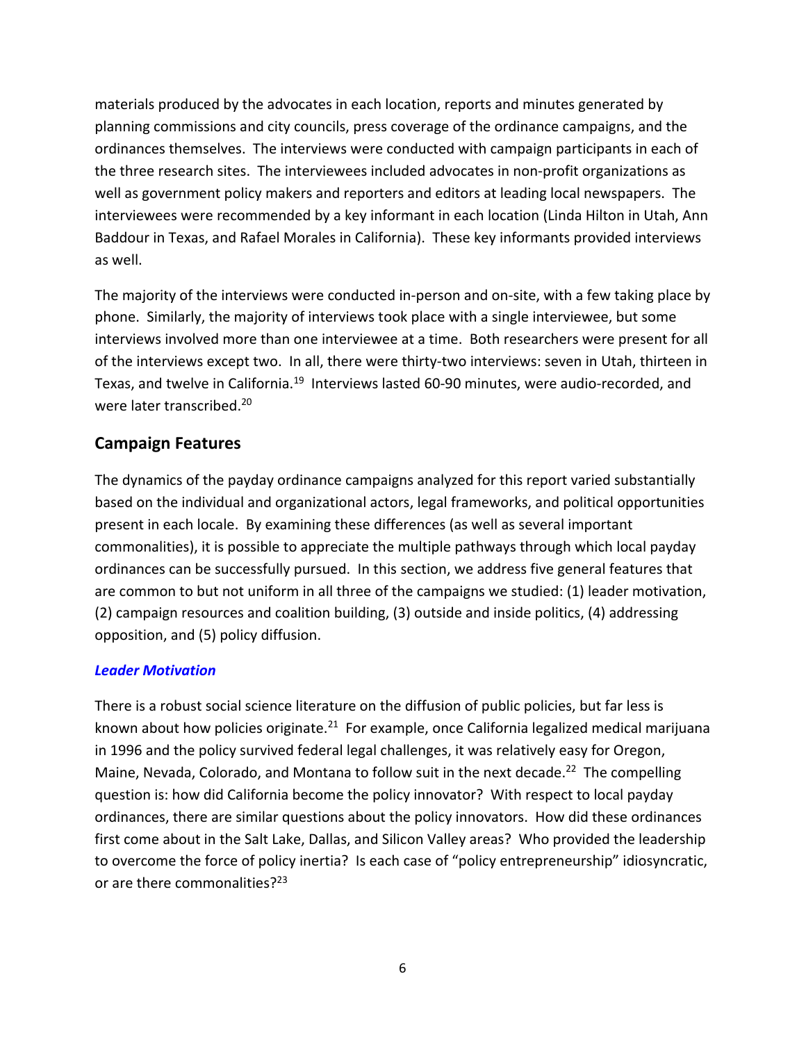materials produced by the advocates in each location, reports and minutes generated by planning commissions and city councils, press coverage of the ordinance campaigns, and the ordinances themselves. The interviews were conducted with campaign participants in each of the three research sites. The interviewees included advocates in non-profit organizations as well as government policy makers and reporters and editors at leading local newspapers. The interviewees were recommended by a key informant in each location (Linda Hilton in Utah, Ann Baddour in Texas, and Rafael Morales in California). These key informants provided interviews as well.

The majority of the interviews were conducted in-person and on-site, with a few taking place by phone. Similarly, the majority of interviews took place with a single interviewee, but some interviews involved more than one interviewee at a time. Both researchers were present for all of the interviews except two. In all, there were thirty-two interviews: seven in Utah, thirteen in Texas, and twelve in California.[19] Interviews lasted 60-90 minutes, were audio-recorded, and were later transcribed.[20]

## Campaign Features

The dynamics of the payday ordinance campaigns analyzed for this report varied substantially based on the individual and organizational actors, legal frameworks, and political opportunities present in each locale. By examining these differences (as well as several important commonalities), it is possible to appreciate the multiple pathways through which local payday ordinances can be successfully pursued. In this section, we address five general features that are common to but not uniform in all three of the campaigns we studied: (1) leader motivation, (2) campaign resources and coalition building, (3) outside and inside politics, (4) addressing opposition, and (5) policy diffusion.

### *Leader Motivation*

There is a robust social science literature on the diffusion of public policies, but far less is known about how policies originate.[21] For example, once California legalized medical marijuana in 1996 and the policy survived federal legal challenges, it was relatively easy for Oregon, Maine, Nevada, Colorado, and Montana to follow suit in the next decade.[22] The compelling question is: how did California become the policy innovator? With respect to local payday ordinances, there are similar questions about the policy innovators. How did these ordinances first come about in the Salt Lake, Dallas, and Silicon Valley areas? Who provided the leadership to overcome the force of policy inertia? Is each case of "policy entrepreneurship" idiosyncratic, or are there commonalities?[23]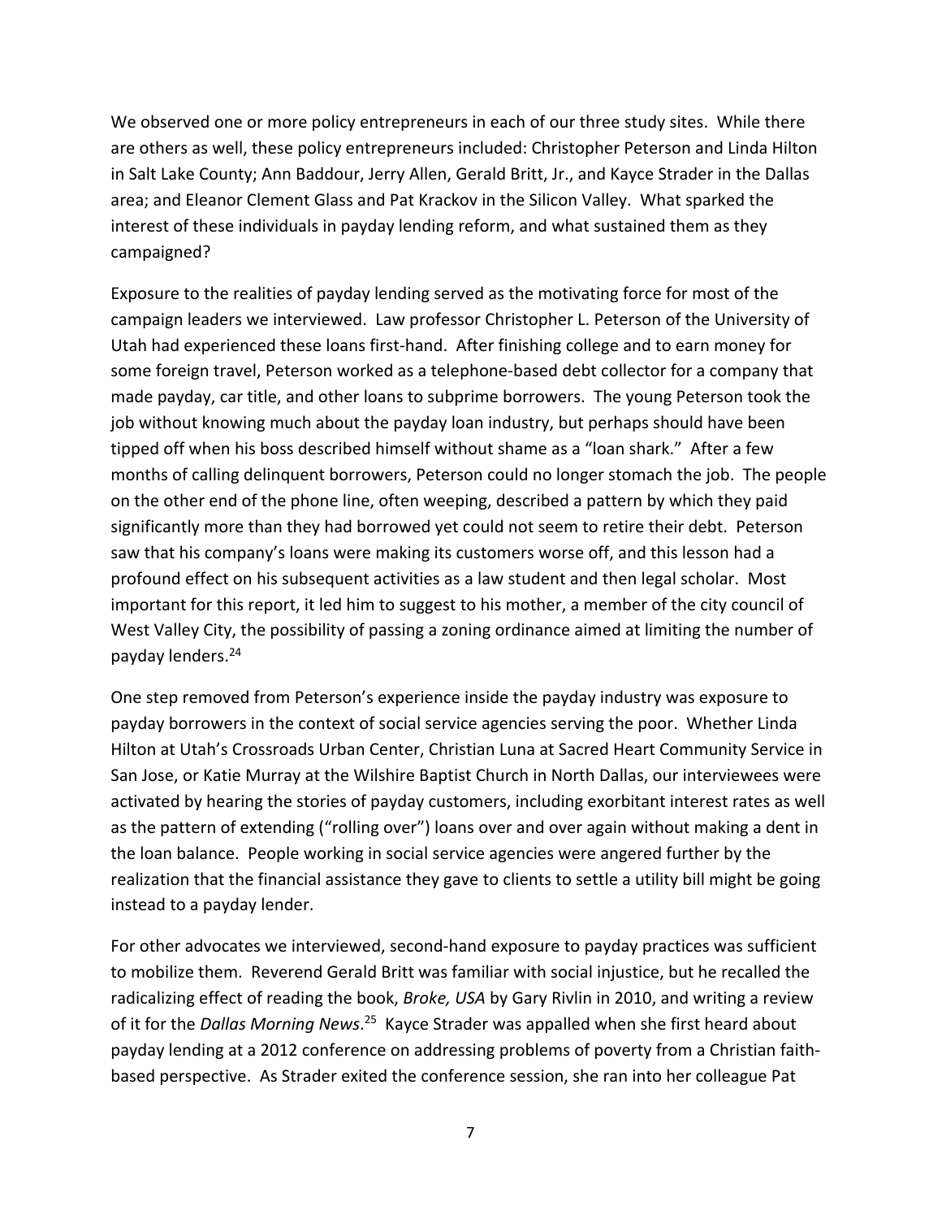We observed one or more policy entrepreneurs in each of our three study sites. While there are others as well, these policy entrepreneurs included: Christopher Peterson and Linda Hilton in Salt Lake County; Ann Baddour, Jerry Allen, Gerald Britt, Jr., and Kayce Strader in the Dallas area; and Eleanor Clement Glass and Pat Krackov in the Silicon Valley. What sparked the interest of these individuals in payday lending reform, and what sustained them as they campaigned?

Exposure to the realities of payday lending served as the motivating force for most of the campaign leaders we interviewed. Law professor Christopher L. Peterson of the University of Utah had experienced these loans first-hand. After finishing college and to earn money for some foreign travel, Peterson worked as a telephone-based debt collector for a company that made payday, car title, and other loans to subprime borrowers. The young Peterson took the job without knowing much about the payday loan industry, but perhaps should have been tipped off when his boss described himself without shame as a "loan shark." After a few months of calling delinquent borrowers, Peterson could no longer stomach the job. The people on the other end of the phone line, often weeping, described a pattern by which they paid significantly more than they had borrowed yet could not seem to retire their debt. Peterson saw that his company's loans were making its customers worse off, and this lesson had a profound effect on his subsequent activities as a law student and then legal scholar. Most important for this report, it led him to suggest to his mother, a member of the city council of West Valley City, the possibility of passing a zoning ordinance aimed at limiting the number of payday lenders.[24]

One step removed from Peterson's experience inside the payday industry was exposure to payday borrowers in the context of social service agencies serving the poor. Whether Linda Hilton at Utah's Crossroads Urban Center, Christian Luna at Sacred Heart Community Service in San Jose, or Katie Murray at the Wilshire Baptist Church in North Dallas, our interviewees were activated by hearing the stories of payday customers, including exorbitant interest rates as well as the pattern of extending ("rolling over") loans over and over again without making a dent in the loan balance. People working in social service agencies were angered further by the realization that the financial assistance they gave to clients to settle a utility bill might be going instead to a payday lender.

For other advocates we interviewed, second-hand exposure to payday practices was sufficient to mobilize them. Reverend Gerald Britt was familiar with social injustice, but he recalled the radicalizing effect of reading the book, *Broke, USA* by Gary Rivlin in 2010, and writing a review of it for the *Dallas Morning News*.[25] Kayce Strader was appalled when she first heard about payday lending at a 2012 conference on addressing problems of poverty from a Christian faith-based perspective. As Strader exited the conference session, she ran into her colleague Pat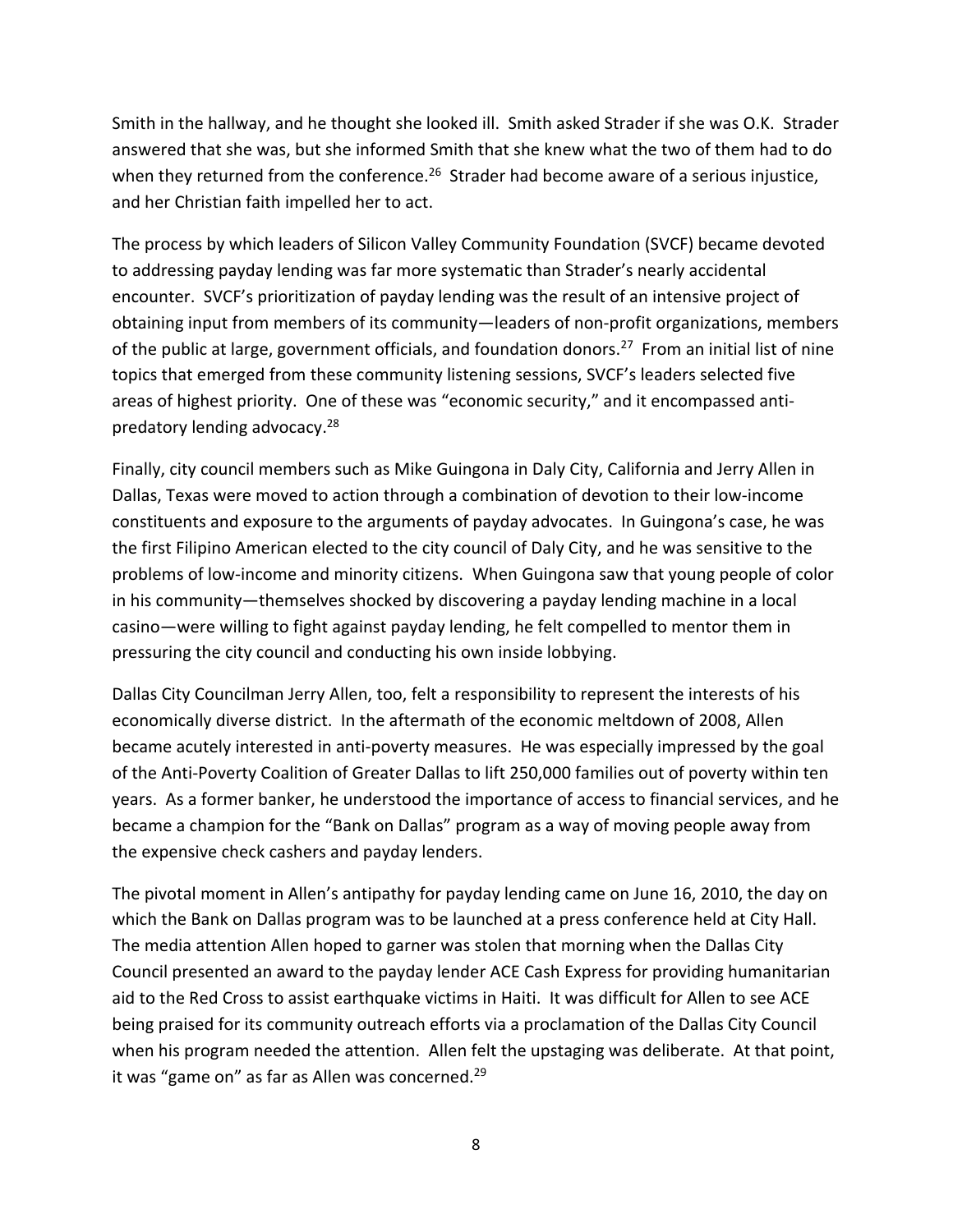Smith in the hallway, and he thought she looked ill. Smith asked Strader if she was O.K. Strader answered that she was, but she informed Smith that she knew what the two of them had to do when they returned from the conference.[26] Strader had become aware of a serious injustice, and her Christian faith impelled her to act.

The process by which leaders of Silicon Valley Community Foundation (SVCF) became devoted to addressing payday lending was far more systematic than Strader's nearly accidental encounter. SVCF's prioritization of payday lending was the result of an intensive project of obtaining input from members of its community—leaders of non-profit organizations, members of the public at large, government officials, and foundation donors.[27] From an initial list of nine topics that emerged from these community listening sessions, SVCF's leaders selected five areas of highest priority. One of these was "economic security," and it encompassed anti-predatory lending advocacy.[28]

Finally, city council members such as Mike Guingona in Daly City, California and Jerry Allen in Dallas, Texas were moved to action through a combination of devotion to their low-income constituents and exposure to the arguments of payday advocates. In Guingona's case, he was the first Filipino American elected to the city council of Daly City, and he was sensitive to the problems of low-income and minority citizens. When Guingona saw that young people of color in his community—themselves shocked by discovering a payday lending machine in a local casino—were willing to fight against payday lending, he felt compelled to mentor them in pressuring the city council and conducting his own inside lobbying.

Dallas City Councilman Jerry Allen, too, felt a responsibility to represent the interests of his economically diverse district. In the aftermath of the economic meltdown of 2008, Allen became acutely interested in anti-poverty measures. He was especially impressed by the goal of the Anti-Poverty Coalition of Greater Dallas to lift 250,000 families out of poverty within ten years. As a former banker, he understood the importance of access to financial services, and he became a champion for the "Bank on Dallas" program as a way of moving people away from the expensive check cashers and payday lenders.

The pivotal moment in Allen's antipathy for payday lending came on June 16, 2010, the day on which the Bank on Dallas program was to be launched at a press conference held at City Hall. The media attention Allen hoped to garner was stolen that morning when the Dallas City Council presented an award to the payday lender ACE Cash Express for providing humanitarian aid to the Red Cross to assist earthquake victims in Haiti. It was difficult for Allen to see ACE being praised for its community outreach efforts via a proclamation of the Dallas City Council when his program needed the attention. Allen felt the upstaging was deliberate. At that point, it was "game on" as far as Allen was concerned.[29]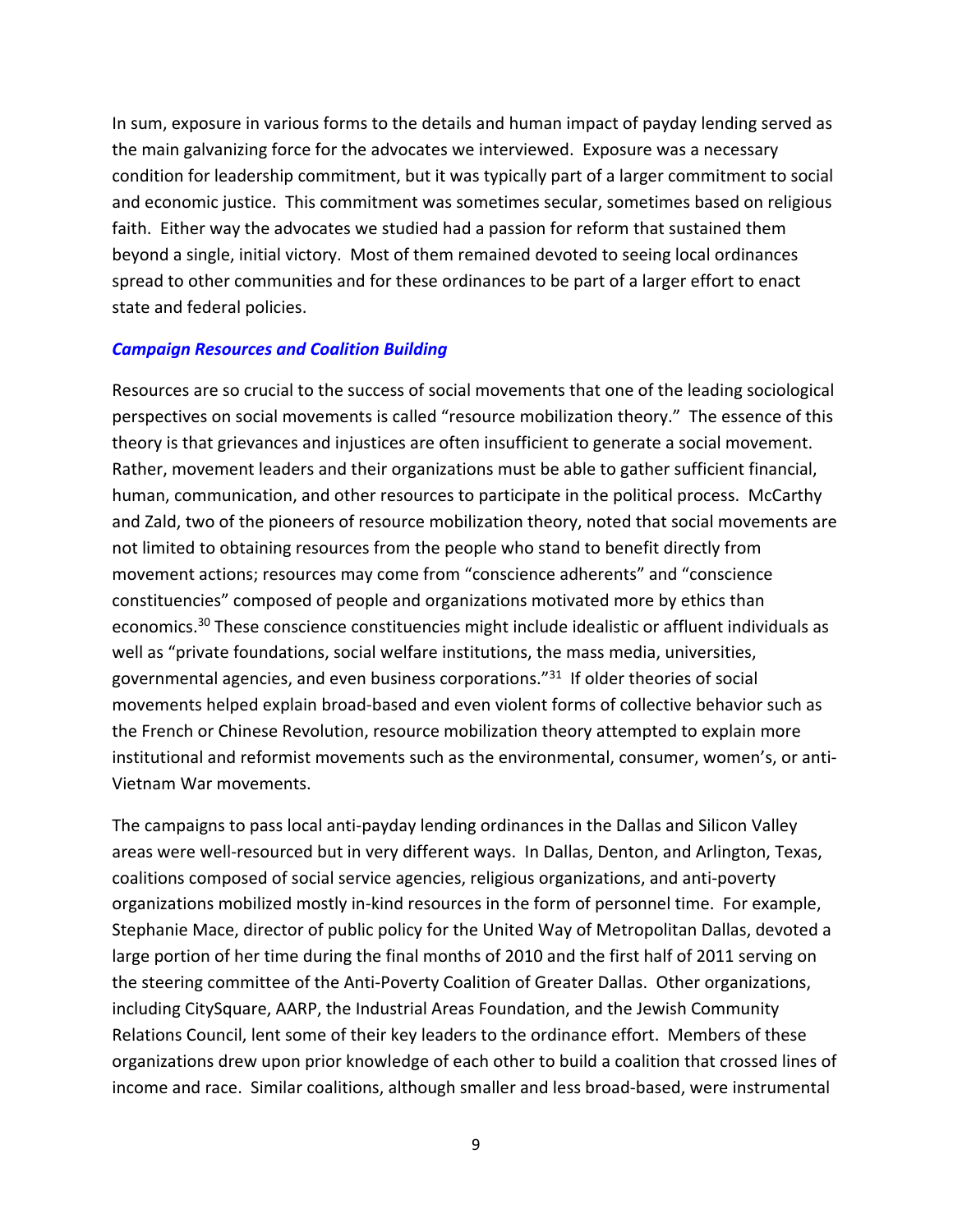In sum, exposure in various forms to the details and human impact of payday lending served as the main galvanizing force for the advocates we interviewed. Exposure was a necessary condition for leadership commitment, but it was typically part of a larger commitment to social and economic justice. This commitment was sometimes secular, sometimes based on religious faith. Either way the advocates we studied had a passion for reform that sustained them beyond a single, initial victory. Most of them remained devoted to seeing local ordinances spread to other communities and for these ordinances to be part of a larger effort to enact state and federal policies.

### *Campaign Resources and Coalition Building*

Resources are so crucial to the success of social movements that one of the leading sociological perspectives on social movements is called "resource mobilization theory." The essence of this theory is that grievances and injustices are often insufficient to generate a social movement. Rather, movement leaders and their organizations must be able to gather sufficient financial, human, communication, and other resources to participate in the political process. McCarthy and Zald, two of the pioneers of resource mobilization theory, noted that social movements are not limited to obtaining resources from the people who stand to benefit directly from movement actions; resources may come from "conscience adherents" and "conscience constituencies" composed of people and organizations motivated more by ethics than economics.[30] These conscience constituencies might include idealistic or affluent individuals as well as "private foundations, social welfare institutions, the mass media, universities, governmental agencies, and even business corporations."[31] If older theories of social movements helped explain broad-based and even violent forms of collective behavior such as the French or Chinese Revolution, resource mobilization theory attempted to explain more institutional and reformist movements such as the environmental, consumer, women's, or anti-Vietnam War movements.

The campaigns to pass local anti-payday lending ordinances in the Dallas and Silicon Valley areas were well-resourced but in very different ways. In Dallas, Denton, and Arlington, Texas, coalitions composed of social service agencies, religious organizations, and anti-poverty organizations mobilized mostly in-kind resources in the form of personnel time. For example, Stephanie Mace, director of public policy for the United Way of Metropolitan Dallas, devoted a large portion of her time during the final months of 2010 and the first half of 2011 serving on the steering committee of the Anti-Poverty Coalition of Greater Dallas. Other organizations, including CitySquare, AARP, the Industrial Areas Foundation, and the Jewish Community Relations Council, lent some of their key leaders to the ordinance effort. Members of these organizations drew upon prior knowledge of each other to build a coalition that crossed lines of income and race. Similar coalitions, although smaller and less broad-based, were instrumental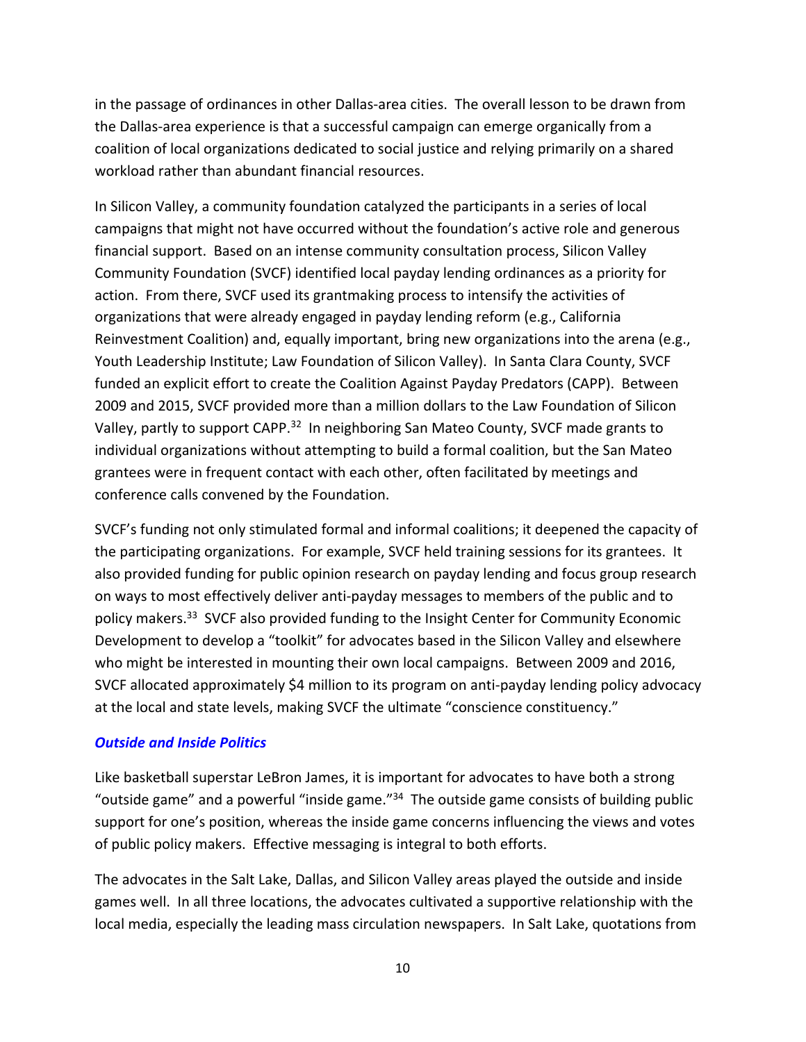in the passage of ordinances in other Dallas-area cities. The overall lesson to be drawn from the Dallas-area experience is that a successful campaign can emerge organically from a coalition of local organizations dedicated to social justice and relying primarily on a shared workload rather than abundant financial resources.

In Silicon Valley, a community foundation catalyzed the participants in a series of local campaigns that might not have occurred without the foundation's active role and generous financial support. Based on an intense community consultation process, Silicon Valley Community Foundation (SVCF) identified local payday lending ordinances as a priority for action. From there, SVCF used its grantmaking process to intensify the activities of organizations that were already engaged in payday lending reform (e.g., California Reinvestment Coalition) and, equally important, bring new organizations into the arena (e.g., Youth Leadership Institute; Law Foundation of Silicon Valley). In Santa Clara County, SVCF funded an explicit effort to create the Coalition Against Payday Predators (CAPP). Between 2009 and 2015, SVCF provided more than a million dollars to the Law Foundation of Silicon Valley, partly to support CAPP.[32] In neighboring San Mateo County, SVCF made grants to individual organizations without attempting to build a formal coalition, but the San Mateo grantees were in frequent contact with each other, often facilitated by meetings and conference calls convened by the Foundation.

SVCF's funding not only stimulated formal and informal coalitions; it deepened the capacity of the participating organizations. For example, SVCF held training sessions for its grantees. It also provided funding for public opinion research on payday lending and focus group research on ways to most effectively deliver anti-payday messages to members of the public and to policy makers.[33] SVCF also provided funding to the Insight Center for Community Economic Development to develop a "toolkit" for advocates based in the Silicon Valley and elsewhere who might be interested in mounting their own local campaigns. Between 2009 and 2016, SVCF allocated approximately $4 million to its program on anti-payday lending policy advocacy at the local and state levels, making SVCF the ultimate "conscience constituency."

### ***Outside and Inside Politics***

Like basketball superstar LeBron James, it is important for advocates to have both a strong "outside game" and a powerful "inside game."[34] The outside game consists of building public support for one's position, whereas the inside game concerns influencing the views and votes of public policy makers. Effective messaging is integral to both efforts.

The advocates in the Salt Lake, Dallas, and Silicon Valley areas played the outside and inside games well. In all three locations, the advocates cultivated a supportive relationship with the local media, especially the leading mass circulation newspapers. In Salt Lake, quotations from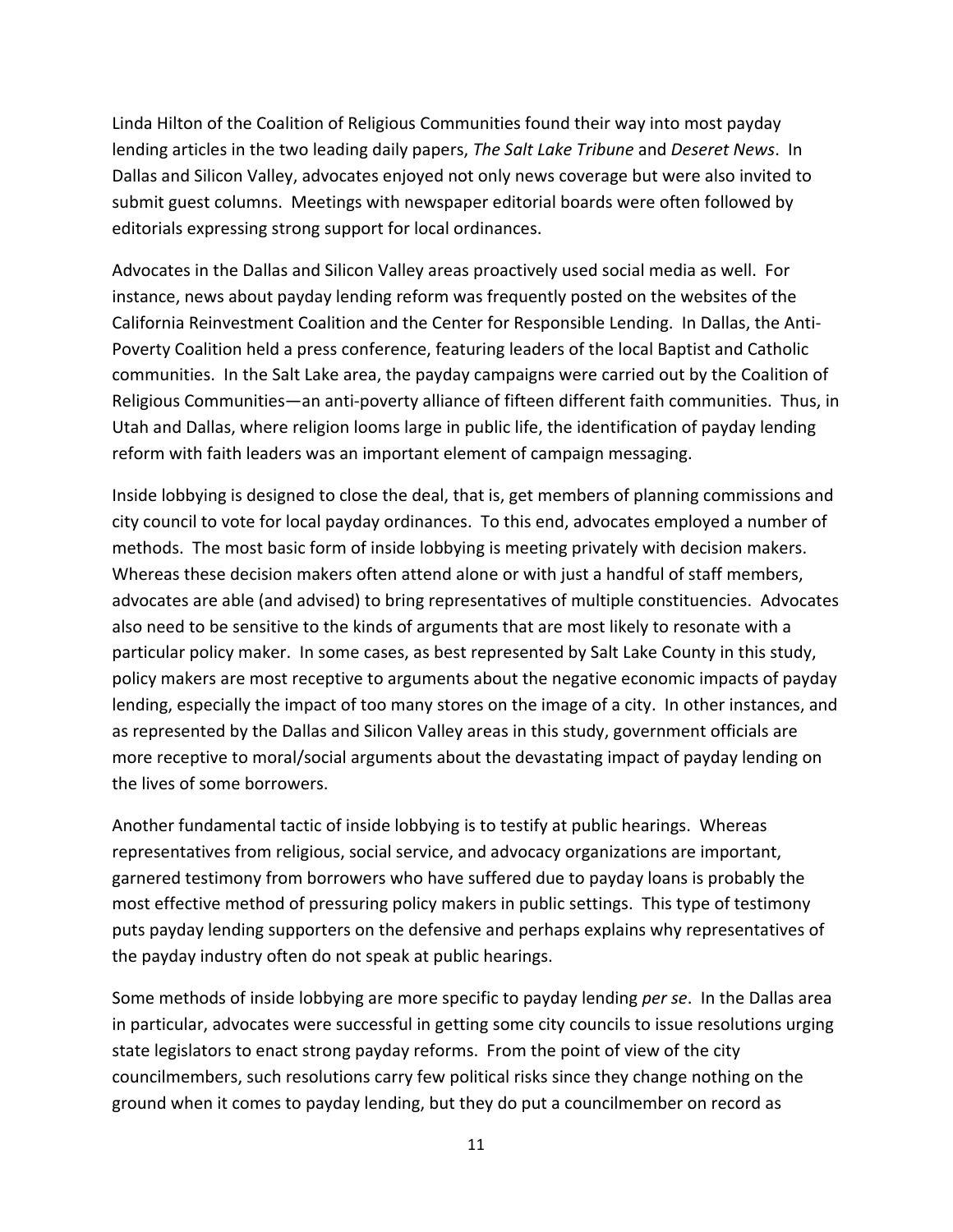Linda Hilton of the Coalition of Religious Communities found their way into most payday lending articles in the two leading daily papers, *The Salt Lake Tribune* and *Deseret News*. In Dallas and Silicon Valley, advocates enjoyed not only news coverage but were also invited to submit guest columns. Meetings with newspaper editorial boards were often followed by editorials expressing strong support for local ordinances.

Advocates in the Dallas and Silicon Valley areas proactively used social media as well. For instance, news about payday lending reform was frequently posted on the websites of the California Reinvestment Coalition and the Center for Responsible Lending. In Dallas, the Anti-Poverty Coalition held a press conference, featuring leaders of the local Baptist and Catholic communities. In the Salt Lake area, the payday campaigns were carried out by the Coalition of Religious Communities—an anti-poverty alliance of fifteen different faith communities. Thus, in Utah and Dallas, where religion looms large in public life, the identification of payday lending reform with faith leaders was an important element of campaign messaging.

Inside lobbying is designed to close the deal, that is, get members of planning commissions and city council to vote for local payday ordinances. To this end, advocates employed a number of methods. The most basic form of inside lobbying is meeting privately with decision makers. Whereas these decision makers often attend alone or with just a handful of staff members, advocates are able (and advised) to bring representatives of multiple constituencies. Advocates also need to be sensitive to the kinds of arguments that are most likely to resonate with a particular policy maker. In some cases, as best represented by Salt Lake County in this study, policy makers are most receptive to arguments about the negative economic impacts of payday lending, especially the impact of too many stores on the image of a city. In other instances, and as represented by the Dallas and Silicon Valley areas in this study, government officials are more receptive to moral/social arguments about the devastating impact of payday lending on the lives of some borrowers.

Another fundamental tactic of inside lobbying is to testify at public hearings. Whereas representatives from religious, social service, and advocacy organizations are important, garnered testimony from borrowers who have suffered due to payday loans is probably the most effective method of pressuring policy makers in public settings. This type of testimony puts payday lending supporters on the defensive and perhaps explains why representatives of the payday industry often do not speak at public hearings.

Some methods of inside lobbying are more specific to payday lending *per se*. In the Dallas area in particular, advocates were successful in getting some city councils to issue resolutions urging state legislators to enact strong payday reforms. From the point of view of the city councilmembers, such resolutions carry few political risks since they change nothing on the ground when it comes to payday lending, but they do put a councilmember on record as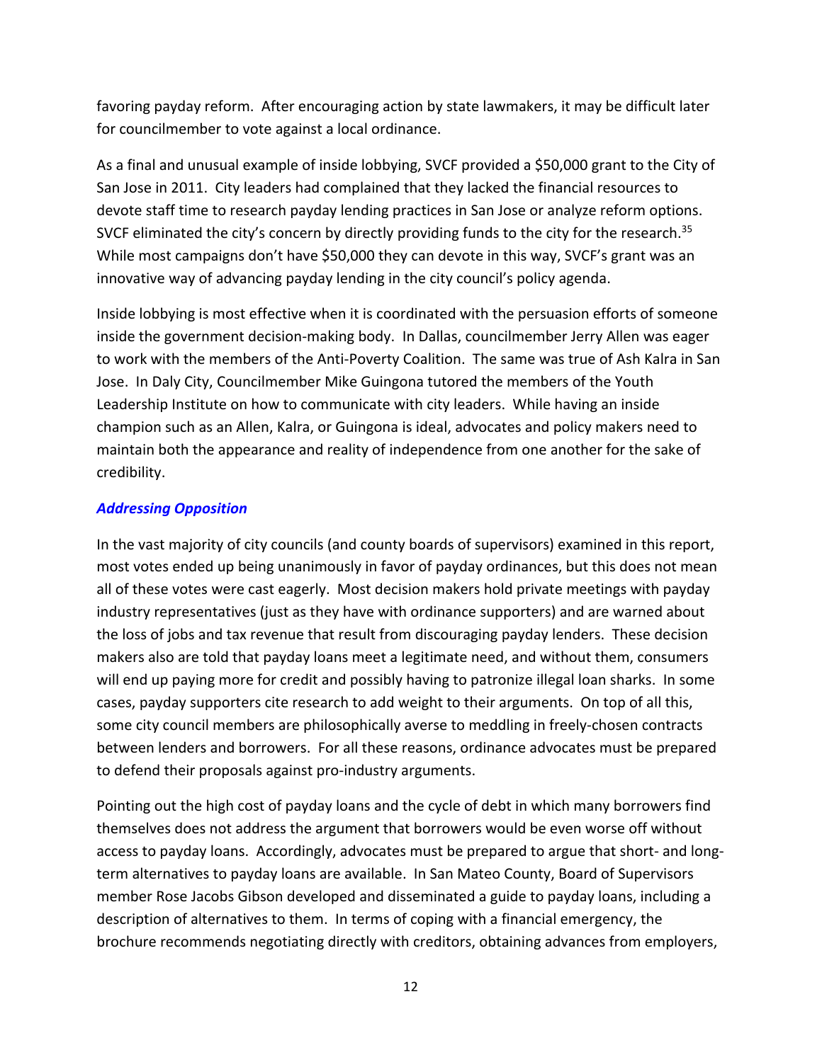favoring payday reform. After encouraging action by state lawmakers, it may be difficult later for councilmember to vote against a local ordinance.

As a final and unusual example of inside lobbying, SVCF provided a $50,000 grant to the City of San Jose in 2011. City leaders had complained that they lacked the financial resources to devote staff time to research payday lending practices in San Jose or analyze reform options. SVCF eliminated the city's concern by directly providing funds to the city for the research.[35] While most campaigns don't have $50,000 they can devote in this way, SVCF's grant was an innovative way of advancing payday lending in the city council's policy agenda.

Inside lobbying is most effective when it is coordinated with the persuasion efforts of someone inside the government decision-making body. In Dallas, councilmember Jerry Allen was eager to work with the members of the Anti-Poverty Coalition. The same was true of Ash Kalra in San Jose. In Daly City, Councilmember Mike Guingona tutored the members of the Youth Leadership Institute on how to communicate with city leaders. While having an inside champion such as an Allen, Kalra, or Guingona is ideal, advocates and policy makers need to maintain both the appearance and reality of independence from one another for the sake of credibility.

### *Addressing Opposition*

In the vast majority of city councils (and county boards of supervisors) examined in this report, most votes ended up being unanimously in favor of payday ordinances, but this does not mean all of these votes were cast eagerly. Most decision makers hold private meetings with payday industry representatives (just as they have with ordinance supporters) and are warned about the loss of jobs and tax revenue that result from discouraging payday lenders. These decision makers also are told that payday loans meet a legitimate need, and without them, consumers will end up paying more for credit and possibly having to patronize illegal loan sharks. In some cases, payday supporters cite research to add weight to their arguments. On top of all this, some city council members are philosophically averse to meddling in freely-chosen contracts between lenders and borrowers. For all these reasons, ordinance advocates must be prepared to defend their proposals against pro-industry arguments.

Pointing out the high cost of payday loans and the cycle of debt in which many borrowers find themselves does not address the argument that borrowers would be even worse off without access to payday loans. Accordingly, advocates must be prepared to argue that short- and long-term alternatives to payday loans are available. In San Mateo County, Board of Supervisors member Rose Jacobs Gibson developed and disseminated a guide to payday loans, including a description of alternatives to them. In terms of coping with a financial emergency, the brochure recommends negotiating directly with creditors, obtaining advances from employers,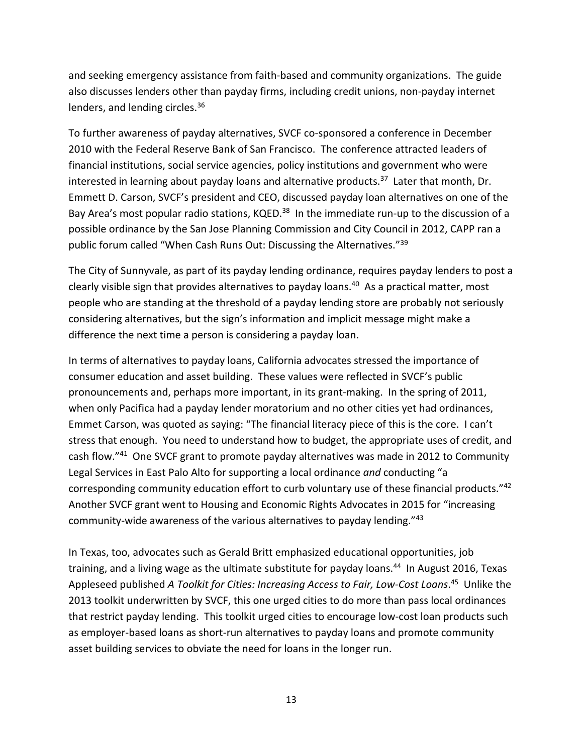and seeking emergency assistance from faith-based and community organizations. The guide also discusses lenders other than payday firms, including credit unions, non-payday internet lenders, and lending circles.[36]

To further awareness of payday alternatives, SVCF co-sponsored a conference in December 2010 with the Federal Reserve Bank of San Francisco. The conference attracted leaders of financial institutions, social service agencies, policy institutions and government who were interested in learning about payday loans and alternative products.[37] Later that month, Dr. Emmett D. Carson, SVCF's president and CEO, discussed payday loan alternatives on one of the Bay Area's most popular radio stations, KQED.[38] In the immediate run-up to the discussion of a possible ordinance by the San Jose Planning Commission and City Council in 2012, CAPP ran a public forum called "When Cash Runs Out: Discussing the Alternatives."[39]

The City of Sunnyvale, as part of its payday lending ordinance, requires payday lenders to post a clearly visible sign that provides alternatives to payday loans.[40] As a practical matter, most people who are standing at the threshold of a payday lending store are probably not seriously considering alternatives, but the sign's information and implicit message might make a difference the next time a person is considering a payday loan.

In terms of alternatives to payday loans, California advocates stressed the importance of consumer education and asset building. These values were reflected in SVCF's public pronouncements and, perhaps more important, in its grant-making. In the spring of 2011, when only Pacifica had a payday lender moratorium and no other cities yet had ordinances, Emmet Carson, was quoted as saying: "The financial literacy piece of this is the core. I can't stress that enough. You need to understand how to budget, the appropriate uses of credit, and cash flow."[41] One SVCF grant to promote payday alternatives was made in 2012 to Community Legal Services in East Palo Alto for supporting a local ordinance *and* conducting "a corresponding community education effort to curb voluntary use of these financial products."[42] Another SVCF grant went to Housing and Economic Rights Advocates in 2015 for "increasing community-wide awareness of the various alternatives to payday lending."[43]

In Texas, too, advocates such as Gerald Britt emphasized educational opportunities, job training, and a living wage as the ultimate substitute for payday loans.[44] In August 2016, Texas Appleseed published *A Toolkit for Cities: Increasing Access to Fair, Low-Cost Loans*.[45] Unlike the 2013 toolkit underwritten by SVCF, this one urged cities to do more than pass local ordinances that restrict payday lending. This toolkit urged cities to encourage low-cost loan products such as employer-based loans as short-run alternatives to payday loans and promote community asset building services to obviate the need for loans in the longer run.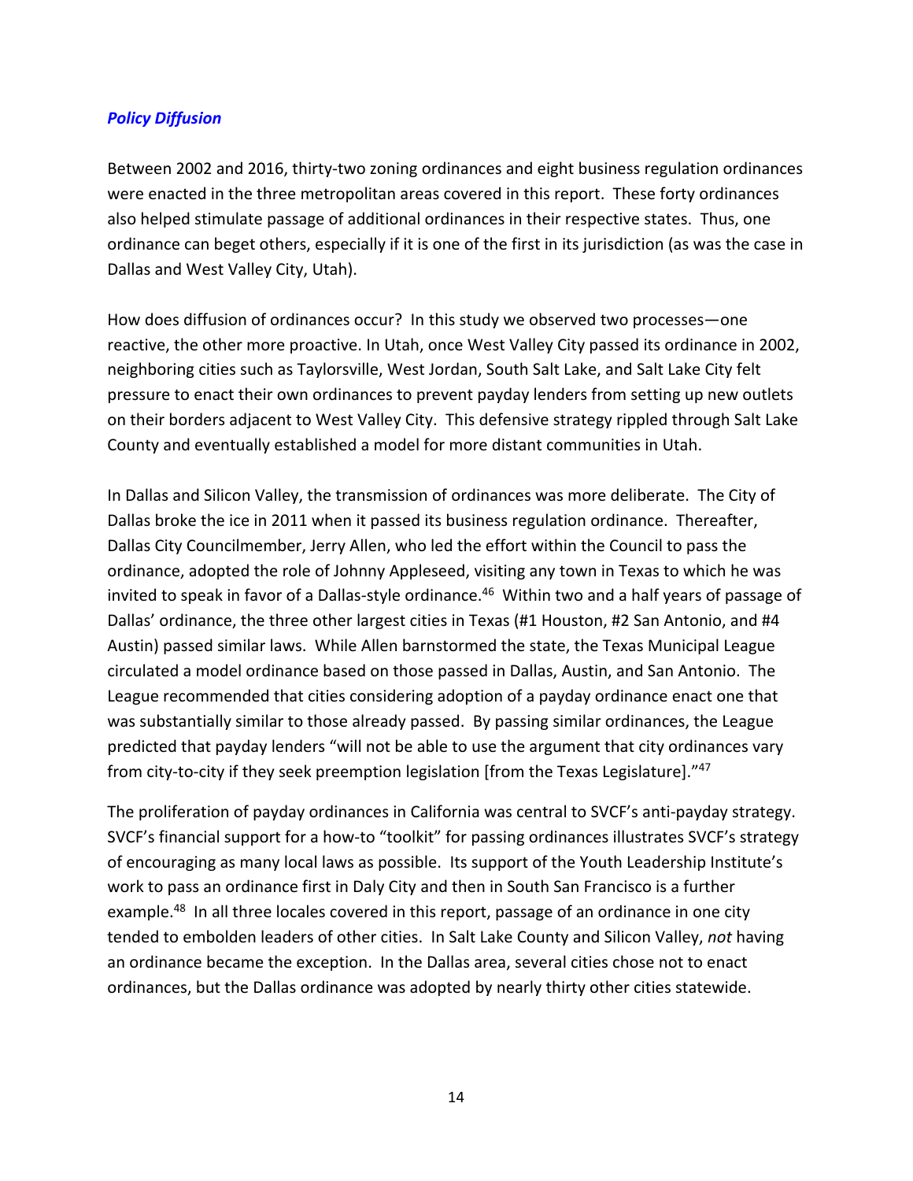### ***Policy Diffusion***

Between 2002 and 2016, thirty-two zoning ordinances and eight business regulation ordinances were enacted in the three metropolitan areas covered in this report. These forty ordinances also helped stimulate passage of additional ordinances in their respective states. Thus, one ordinance can beget others, especially if it is one of the first in its jurisdiction (as was the case in Dallas and West Valley City, Utah).

How does diffusion of ordinances occur? In this study we observed two processes—one reactive, the other more proactive. In Utah, once West Valley City passed its ordinance in 2002, neighboring cities such as Taylorsville, West Jordan, South Salt Lake, and Salt Lake City felt pressure to enact their own ordinances to prevent payday lenders from setting up new outlets on their borders adjacent to West Valley City. This defensive strategy rippled through Salt Lake County and eventually established a model for more distant communities in Utah.

In Dallas and Silicon Valley, the transmission of ordinances was more deliberate. The City of Dallas broke the ice in 2011 when it passed its business regulation ordinance. Thereafter, Dallas City Councilmember, Jerry Allen, who led the effort within the Council to pass the ordinance, adopted the role of Johnny Appleseed, visiting any town in Texas to which he was invited to speak in favor of a Dallas-style ordinance.[46] Within two and a half years of passage of Dallas' ordinance, the three other largest cities in Texas (#1 Houston, #2 San Antonio, and #4 Austin) passed similar laws. While Allen barnstormed the state, the Texas Municipal League circulated a model ordinance based on those passed in Dallas, Austin, and San Antonio. The League recommended that cities considering adoption of a payday ordinance enact one that was substantially similar to those already passed. By passing similar ordinances, the League predicted that payday lenders "will not be able to use the argument that city ordinances vary from city-to-city if they seek preemption legislation [from the Texas Legislature]."[47]

The proliferation of payday ordinances in California was central to SVCF's anti-payday strategy. SVCF's financial support for a how-to "toolkit" for passing ordinances illustrates SVCF's strategy of encouraging as many local laws as possible. Its support of the Youth Leadership Institute's work to pass an ordinance first in Daly City and then in South San Francisco is a further example.[48] In all three locales covered in this report, passage of an ordinance in one city tended to embolden leaders of other cities. In Salt Lake County and Silicon Valley, *not* having an ordinance became the exception. In the Dallas area, several cities chose not to enact ordinances, but the Dallas ordinance was adopted by nearly thirty other cities statewide.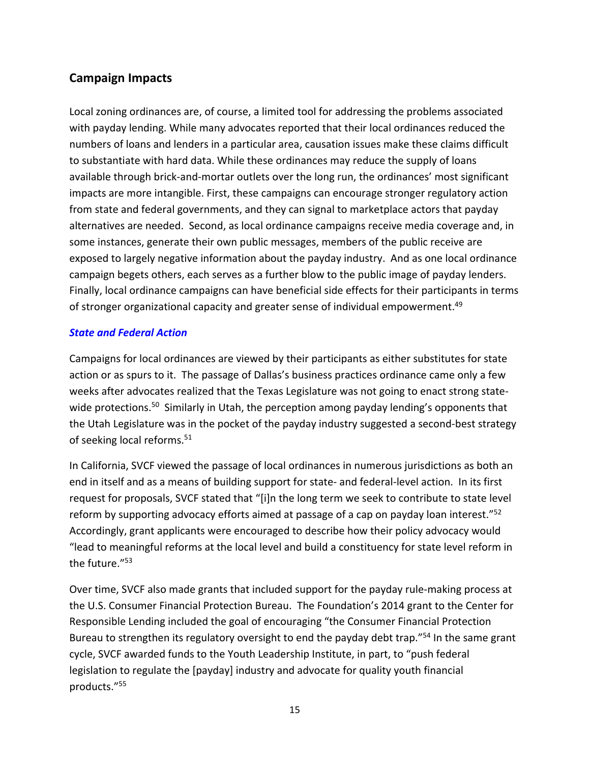## Campaign Impacts

Local zoning ordinances are, of course, a limited tool for addressing the problems associated with payday lending. While many advocates reported that their local ordinances reduced the numbers of loans and lenders in a particular area, causation issues make these claims difficult to substantiate with hard data. While these ordinances may reduce the supply of loans available through brick-and-mortar outlets over the long run, the ordinances' most significant impacts are more intangible. First, these campaigns can encourage stronger regulatory action from state and federal governments, and they can signal to marketplace actors that payday alternatives are needed. Second, as local ordinance campaigns receive media coverage and, in some instances, generate their own public messages, members of the public receive are exposed to largely negative information about the payday industry. And as one local ordinance campaign begets others, each serves as a further blow to the public image of payday lenders. Finally, local ordinance campaigns can have beneficial side effects for their participants in terms of stronger organizational capacity and greater sense of individual empowerment.[49]

### *State and Federal Action*

Campaigns for local ordinances are viewed by their participants as either substitutes for state action or as spurs to it. The passage of Dallas's business practices ordinance came only a few weeks after advocates realized that the Texas Legislature was not going to enact strong state-wide protections.[50] Similarly in Utah, the perception among payday lending's opponents that the Utah Legislature was in the pocket of the payday industry suggested a second-best strategy of seeking local reforms.[51]

In California, SVCF viewed the passage of local ordinances in numerous jurisdictions as both an end in itself and as a means of building support for state- and federal-level action. In its first request for proposals, SVCF stated that "[i]n the long term we seek to contribute to state level reform by supporting advocacy efforts aimed at passage of a cap on payday loan interest."[52] Accordingly, grant applicants were encouraged to describe how their policy advocacy would "lead to meaningful reforms at the local level and build a constituency for state level reform in the future."[53]

Over time, SVCF also made grants that included support for the payday rule-making process at the U.S. Consumer Financial Protection Bureau. The Foundation's 2014 grant to the Center for Responsible Lending included the goal of encouraging "the Consumer Financial Protection Bureau to strengthen its regulatory oversight to end the payday debt trap."[54] In the same grant cycle, SVCF awarded funds to the Youth Leadership Institute, in part, to "push federal legislation to regulate the [payday] industry and advocate for quality youth financial products."[55]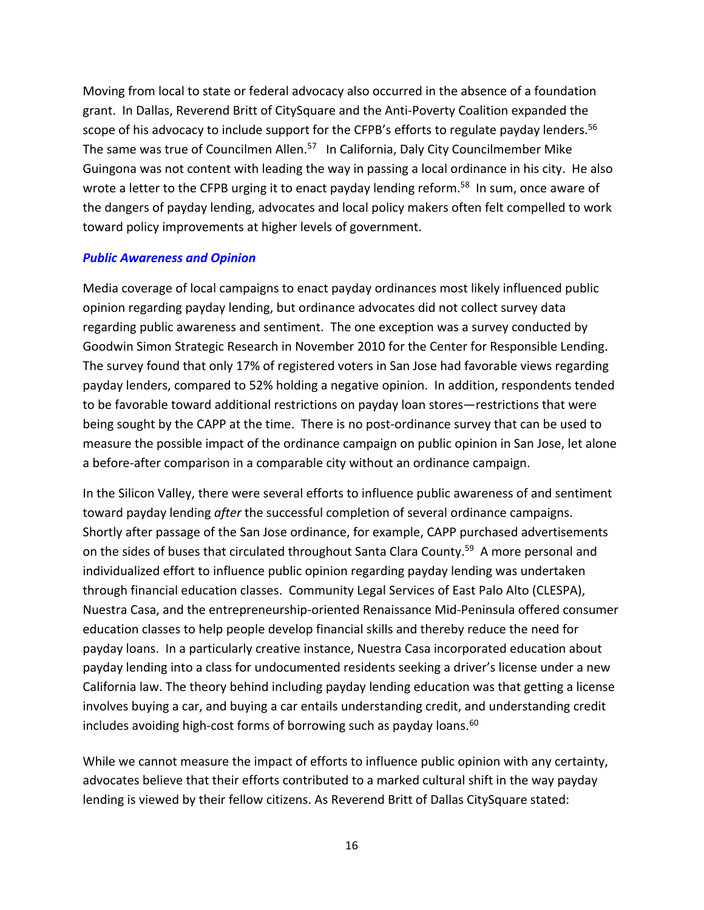Moving from local to state or federal advocacy also occurred in the absence of a foundation grant. In Dallas, Reverend Britt of CitySquare and the Anti-Poverty Coalition expanded the scope of his advocacy to include support for the CFPB's efforts to regulate payday lenders.[56] The same was true of Councilmen Allen.[57] In California, Daly City Councilmember Mike Guingona was not content with leading the way in passing a local ordinance in his city. He also wrote a letter to the CFPB urging it to enact payday lending reform.[58] In sum, once aware of the dangers of payday lending, advocates and local policy makers often felt compelled to work toward policy improvements at higher levels of government.

### *Public Awareness and Opinion*

Media coverage of local campaigns to enact payday ordinances most likely influenced public opinion regarding payday lending, but ordinance advocates did not collect survey data regarding public awareness and sentiment. The one exception was a survey conducted by Goodwin Simon Strategic Research in November 2010 for the Center for Responsible Lending. The survey found that only 17% of registered voters in San Jose had favorable views regarding payday lenders, compared to 52% holding a negative opinion. In addition, respondents tended to be favorable toward additional restrictions on payday loan stores—restrictions that were being sought by the CAPP at the time. There is no post-ordinance survey that can be used to measure the possible impact of the ordinance campaign on public opinion in San Jose, let alone a before-after comparison in a comparable city without an ordinance campaign.

In the Silicon Valley, there were several efforts to influence public awareness of and sentiment toward payday lending *after* the successful completion of several ordinance campaigns. Shortly after passage of the San Jose ordinance, for example, CAPP purchased advertisements on the sides of buses that circulated throughout Santa Clara County.[59] A more personal and individualized effort to influence public opinion regarding payday lending was undertaken through financial education classes. Community Legal Services of East Palo Alto (CLESPA), Nuestra Casa, and the entrepreneurship-oriented Renaissance Mid-Peninsula offered consumer education classes to help people develop financial skills and thereby reduce the need for payday loans. In a particularly creative instance, Nuestra Casa incorporated education about payday lending into a class for undocumented residents seeking a driver's license under a new California law. The theory behind including payday lending education was that getting a license involves buying a car, and buying a car entails understanding credit, and understanding credit includes avoiding high-cost forms of borrowing such as payday loans.[60]

While we cannot measure the impact of efforts to influence public opinion with any certainty, advocates believe that their efforts contributed to a marked cultural shift in the way payday lending is viewed by their fellow citizens. As Reverend Britt of Dallas CitySquare stated: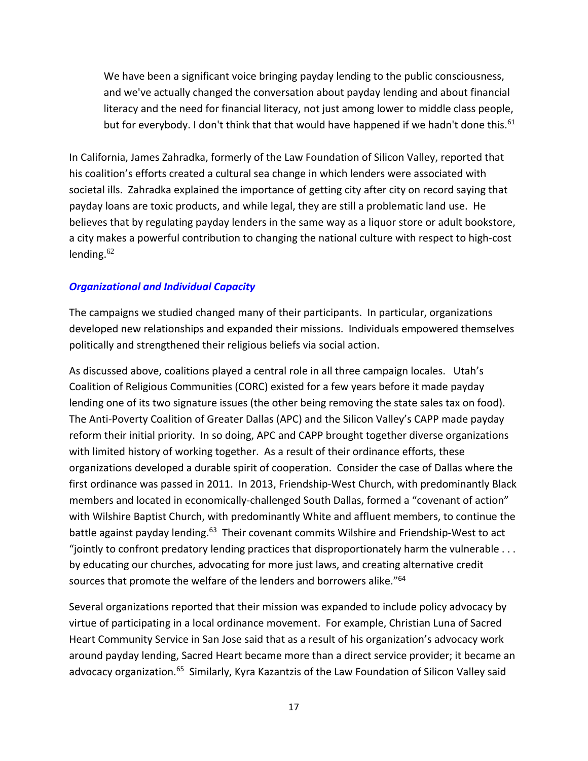> We have been a significant voice bringing payday lending to the public consciousness, and we've actually changed the conversation about payday lending and about financial literacy and the need for financial literacy, not just among lower to middle class people, but for everybody. I don't think that that would have happened if we hadn't done this.[61]

In California, James Zahradka, formerly of the Law Foundation of Silicon Valley, reported that his coalition's efforts created a cultural sea change in which lenders were associated with societal ills. Zahradka explained the importance of getting city after city on record saying that payday loans are toxic products, and while legal, they are still a problematic land use. He believes that by regulating payday lenders in the same way as a liquor store or adult bookstore, a city makes a powerful contribution to changing the national culture with respect to high-cost lending.[62]

### ***Organizational and Individual Capacity***

The campaigns we studied changed many of their participants. In particular, organizations developed new relationships and expanded their missions. Individuals empowered themselves politically and strengthened their religious beliefs via social action.

As discussed above, coalitions played a central role in all three campaign locales. Utah's Coalition of Religious Communities (CORC) existed for a few years before it made payday lending one of its two signature issues (the other being removing the state sales tax on food). The Anti-Poverty Coalition of Greater Dallas (APC) and the Silicon Valley's CAPP made payday reform their initial priority. In so doing, APC and CAPP brought together diverse organizations with limited history of working together. As a result of their ordinance efforts, these organizations developed a durable spirit of cooperation. Consider the case of Dallas where the first ordinance was passed in 2011. In 2013, Friendship-West Church, with predominantly Black members and located in economically-challenged South Dallas, formed a "covenant of action" with Wilshire Baptist Church, with predominantly White and affluent members, to continue the battle against payday lending.[63] Their covenant commits Wilshire and Friendship-West to act "jointly to confront predatory lending practices that disproportionately harm the vulnerable . . . by educating our churches, advocating for more just laws, and creating alternative credit sources that promote the welfare of the lenders and borrowers alike."[64]

Several organizations reported that their mission was expanded to include policy advocacy by virtue of participating in a local ordinance movement. For example, Christian Luna of Sacred Heart Community Service in San Jose said that as a result of his organization's advocacy work around payday lending, Sacred Heart became more than a direct service provider; it became an advocacy organization.[65] Similarly, Kyra Kazantzis of the Law Foundation of Silicon Valley said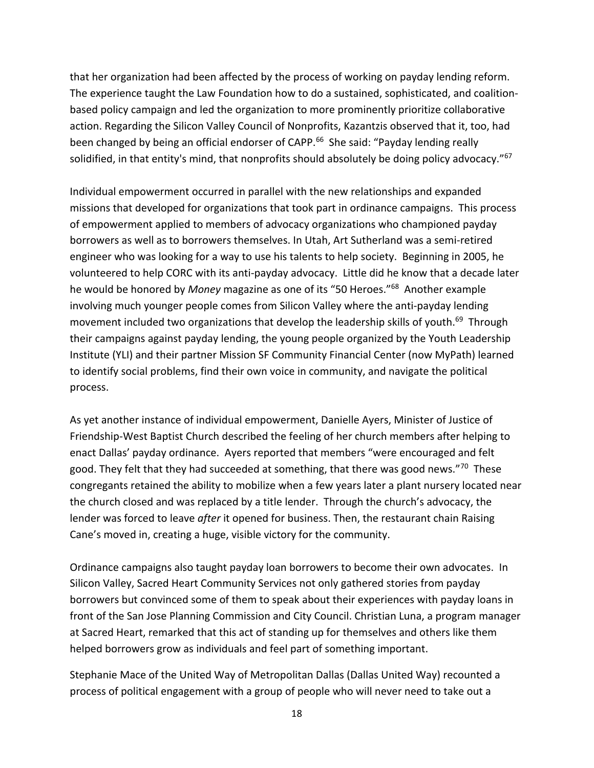that her organization had been affected by the process of working on payday lending reform. The experience taught the Law Foundation how to do a sustained, sophisticated, and coalition-based policy campaign and led the organization to more prominently prioritize collaborative action. Regarding the Silicon Valley Council of Nonprofits, Kazantzis observed that it, too, had been changed by being an official endorser of CAPP.[66] She said: "Payday lending really solidified, in that entity's mind, that nonprofits should absolutely be doing policy advocacy."[67]

Individual empowerment occurred in parallel with the new relationships and expanded missions that developed for organizations that took part in ordinance campaigns. This process of empowerment applied to members of advocacy organizations who championed payday borrowers as well as to borrowers themselves. In Utah, Art Sutherland was a semi-retired engineer who was looking for a way to use his talents to help society. Beginning in 2005, he volunteered to help CORC with its anti-payday advocacy. Little did he know that a decade later he would be honored by *Money* magazine as one of its "50 Heroes."[68] Another example involving much younger people comes from Silicon Valley where the anti-payday lending movement included two organizations that develop the leadership skills of youth.[69] Through their campaigns against payday lending, the young people organized by the Youth Leadership Institute (YLI) and their partner Mission SF Community Financial Center (now MyPath) learned to identify social problems, find their own voice in community, and navigate the political process.

As yet another instance of individual empowerment, Danielle Ayers, Minister of Justice of Friendship-West Baptist Church described the feeling of her church members after helping to enact Dallas' payday ordinance. Ayers reported that members "were encouraged and felt good. They felt that they had succeeded at something, that there was good news."[70] These congregants retained the ability to mobilize when a few years later a plant nursery located near the church closed and was replaced by a title lender. Through the church's advocacy, the lender was forced to leave *after* it opened for business. Then, the restaurant chain Raising Cane's moved in, creating a huge, visible victory for the community.

Ordinance campaigns also taught payday loan borrowers to become their own advocates. In Silicon Valley, Sacred Heart Community Services not only gathered stories from payday borrowers but convinced some of them to speak about their experiences with payday loans in front of the San Jose Planning Commission and City Council. Christian Luna, a program manager at Sacred Heart, remarked that this act of standing up for themselves and others like them helped borrowers grow as individuals and feel part of something important.

Stephanie Mace of the United Way of Metropolitan Dallas (Dallas United Way) recounted a process of political engagement with a group of people who will never need to take out a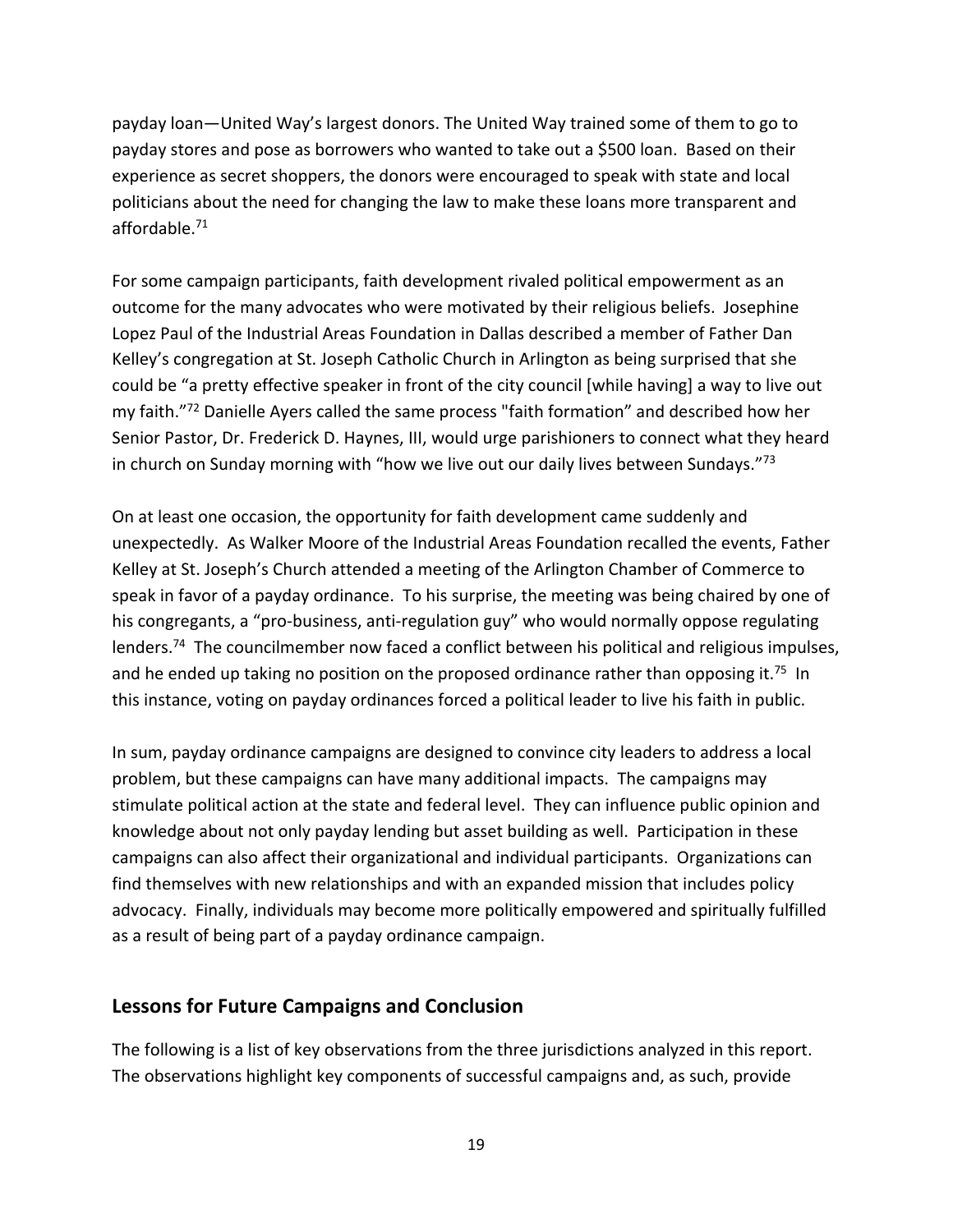payday loan—United Way's largest donors. The United Way trained some of them to go to payday stores and pose as borrowers who wanted to take out a $500 loan. Based on their experience as secret shoppers, the donors were encouraged to speak with state and local politicians about the need for changing the law to make these loans more transparent and affordable.[71]

For some campaign participants, faith development rivaled political empowerment as an outcome for the many advocates who were motivated by their religious beliefs. Josephine Lopez Paul of the Industrial Areas Foundation in Dallas described a member of Father Dan Kelley's congregation at St. Joseph Catholic Church in Arlington as being surprised that she could be "a pretty effective speaker in front of the city council [while having] a way to live out my faith."[72] Danielle Ayers called the same process "faith formation" and described how her Senior Pastor, Dr. Frederick D. Haynes, III, would urge parishioners to connect what they heard in church on Sunday morning with "how we live out our daily lives between Sundays."[73]

On at least one occasion, the opportunity for faith development came suddenly and unexpectedly. As Walker Moore of the Industrial Areas Foundation recalled the events, Father Kelley at St. Joseph's Church attended a meeting of the Arlington Chamber of Commerce to speak in favor of a payday ordinance. To his surprise, the meeting was being chaired by one of his congregants, a "pro-business, anti-regulation guy" who would normally oppose regulating lenders.[74] The councilmember now faced a conflict between his political and religious impulses, and he ended up taking no position on the proposed ordinance rather than opposing it.[75] In this instance, voting on payday ordinances forced a political leader to live his faith in public.

In sum, payday ordinance campaigns are designed to convince city leaders to address a local problem, but these campaigns can have many additional impacts. The campaigns may stimulate political action at the state and federal level. They can influence public opinion and knowledge about not only payday lending but asset building as well. Participation in these campaigns can also affect their organizational and individual participants. Organizations can find themselves with new relationships and with an expanded mission that includes policy advocacy. Finally, individuals may become more politically empowered and spiritually fulfilled as a result of being part of a payday ordinance campaign.

## Lessons for Future Campaigns and Conclusion

The following is a list of key observations from the three jurisdictions analyzed in this report. The observations highlight key components of successful campaigns and, as such, provide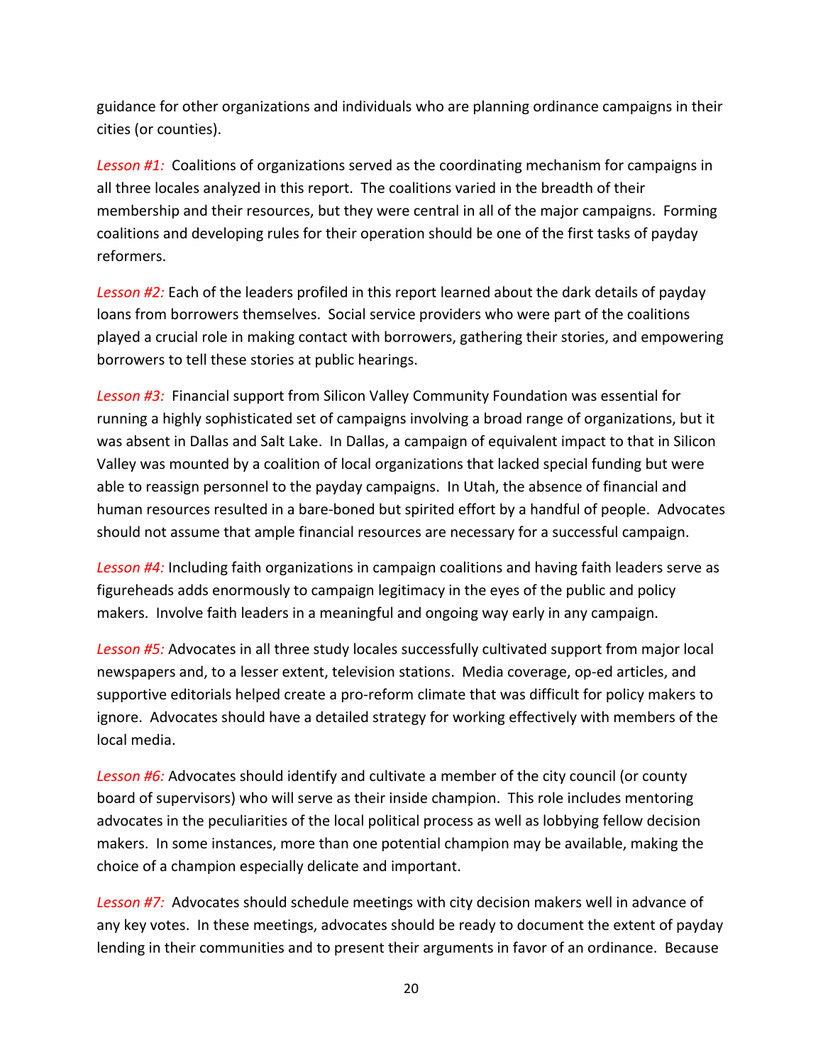guidance for other organizations and individuals who are planning ordinance campaigns in their cities (or counties).

*Lesson #1:* Coalitions of organizations served as the coordinating mechanism for campaigns in all three locales analyzed in this report. The coalitions varied in the breadth of their membership and their resources, but they were central in all of the major campaigns. Forming coalitions and developing rules for their operation should be one of the first tasks of payday reformers.

*Lesson #2:* Each of the leaders profiled in this report learned about the dark details of payday loans from borrowers themselves. Social service providers who were part of the coalitions played a crucial role in making contact with borrowers, gathering their stories, and empowering borrowers to tell these stories at public hearings.

*Lesson #3:* Financial support from Silicon Valley Community Foundation was essential for running a highly sophisticated set of campaigns involving a broad range of organizations, but it was absent in Dallas and Salt Lake. In Dallas, a campaign of equivalent impact to that in Silicon Valley was mounted by a coalition of local organizations that lacked special funding but were able to reassign personnel to the payday campaigns. In Utah, the absence of financial and human resources resulted in a bare-boned but spirited effort by a handful of people. Advocates should not assume that ample financial resources are necessary for a successful campaign.

*Lesson #4:* Including faith organizations in campaign coalitions and having faith leaders serve as figureheads adds enormously to campaign legitimacy in the eyes of the public and policy makers. Involve faith leaders in a meaningful and ongoing way early in any campaign.

*Lesson #5:* Advocates in all three study locales successfully cultivated support from major local newspapers and, to a lesser extent, television stations. Media coverage, op-ed articles, and supportive editorials helped create a pro-reform climate that was difficult for policy makers to ignore. Advocates should have a detailed strategy for working effectively with members of the local media.

*Lesson #6:* Advocates should identify and cultivate a member of the city council (or county board of supervisors) who will serve as their inside champion. This role includes mentoring advocates in the peculiarities of the local political process as well as lobbying fellow decision makers. In some instances, more than one potential champion may be available, making the choice of a champion especially delicate and important.

*Lesson #7:* Advocates should schedule meetings with city decision makers well in advance of any key votes. In these meetings, advocates should be ready to document the extent of payday lending in their communities and to present their arguments in favor of an ordinance. Because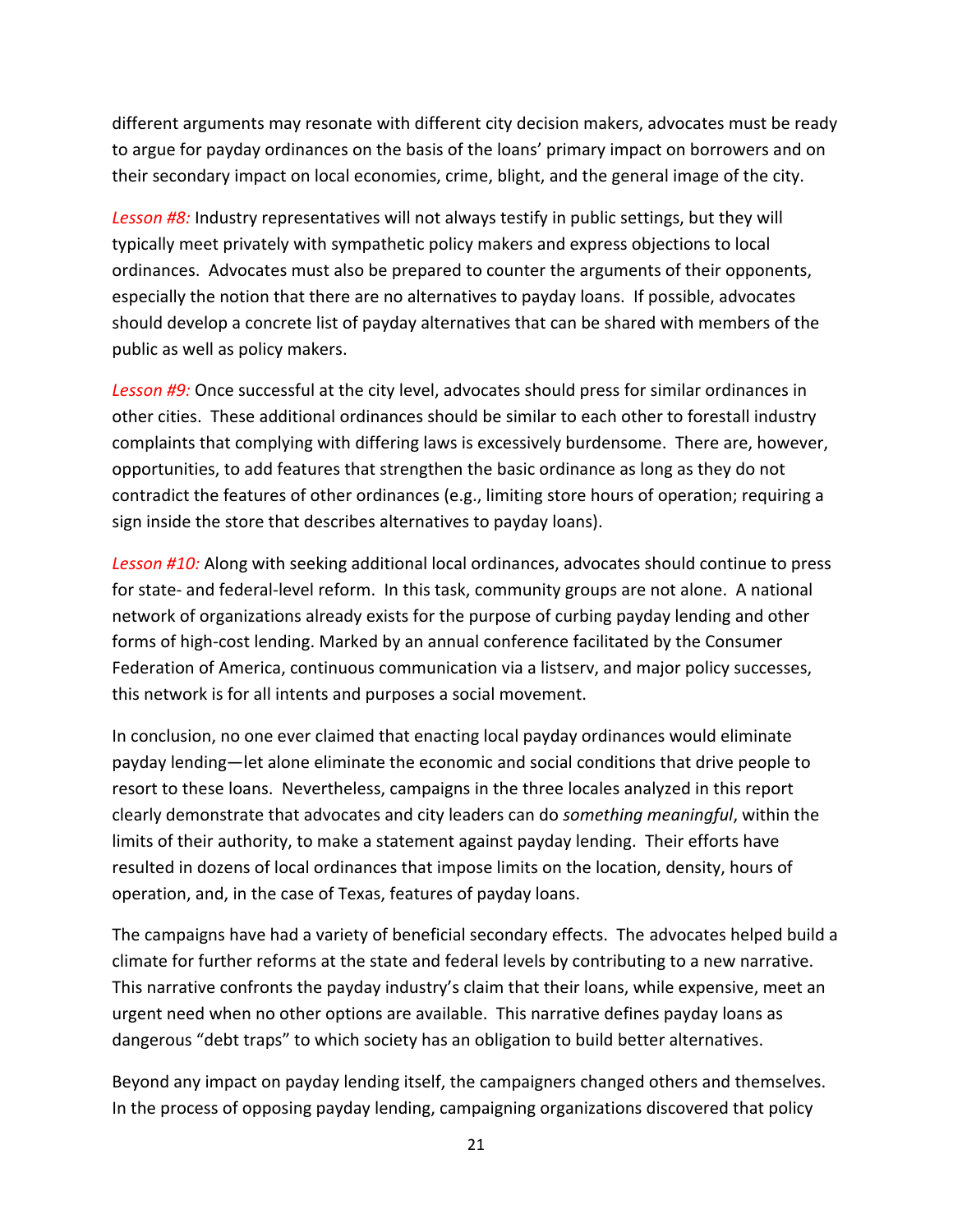different arguments may resonate with different city decision makers, advocates must be ready to argue for payday ordinances on the basis of the loans' primary impact on borrowers and on their secondary impact on local economies, crime, blight, and the general image of the city.

*Lesson #8:* Industry representatives will not always testify in public settings, but they will typically meet privately with sympathetic policy makers and express objections to local ordinances. Advocates must also be prepared to counter the arguments of their opponents, especially the notion that there are no alternatives to payday loans. If possible, advocates should develop a concrete list of payday alternatives that can be shared with members of the public as well as policy makers.

*Lesson #9:* Once successful at the city level, advocates should press for similar ordinances in other cities. These additional ordinances should be similar to each other to forestall industry complaints that complying with differing laws is excessively burdensome. There are, however, opportunities, to add features that strengthen the basic ordinance as long as they do not contradict the features of other ordinances (e.g., limiting store hours of operation; requiring a sign inside the store that describes alternatives to payday loans).

*Lesson #10:* Along with seeking additional local ordinances, advocates should continue to press for state- and federal-level reform. In this task, community groups are not alone. A national network of organizations already exists for the purpose of curbing payday lending and other forms of high-cost lending. Marked by an annual conference facilitated by the Consumer Federation of America, continuous communication via a listserv, and major policy successes, this network is for all intents and purposes a social movement.

In conclusion, no one ever claimed that enacting local payday ordinances would eliminate payday lending—let alone eliminate the economic and social conditions that drive people to resort to these loans. Nevertheless, campaigns in the three locales analyzed in this report clearly demonstrate that advocates and city leaders can do *something meaningful*, within the limits of their authority, to make a statement against payday lending. Their efforts have resulted in dozens of local ordinances that impose limits on the location, density, hours of operation, and, in the case of Texas, features of payday loans.

The campaigns have had a variety of beneficial secondary effects. The advocates helped build a climate for further reforms at the state and federal levels by contributing to a new narrative. This narrative confronts the payday industry's claim that their loans, while expensive, meet an urgent need when no other options are available. This narrative defines payday loans as dangerous "debt traps" to which society has an obligation to build better alternatives.

Beyond any impact on payday lending itself, the campaigners changed others and themselves. In the process of opposing payday lending, campaigning organizations discovered that policy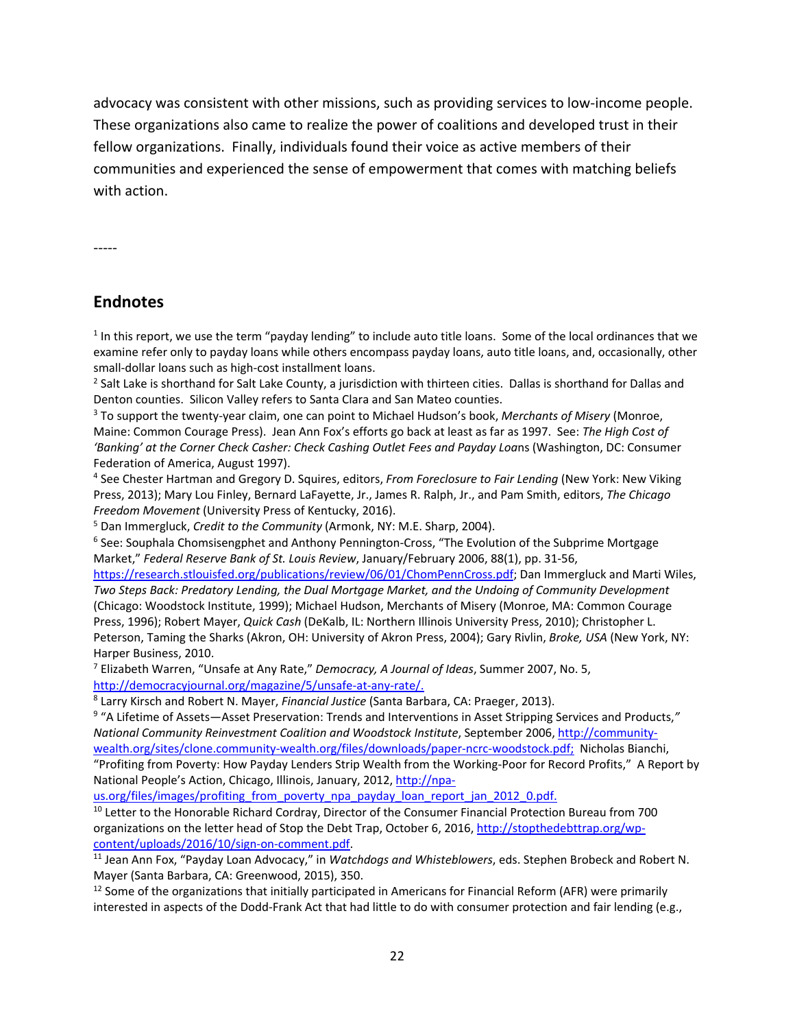advocacy was consistent with other missions, such as providing services to low-income people. These organizations also came to realize the power of coalitions and developed trust in their fellow organizations. Finally, individuals found their voice as active members of their communities and experienced the sense of empowerment that comes with matching beliefs with action.

-----

## Endnotes

[1] In this report, we use the term "payday lending" to include auto title loans. Some of the local ordinances that we examine refer only to payday loans while others encompass payday loans, auto title loans, and, occasionally, other small-dollar loans such as high-cost installment loans.

[2] Salt Lake is shorthand for Salt Lake County, a jurisdiction with thirteen cities. Dallas is shorthand for Dallas and Denton counties. Silicon Valley refers to Santa Clara and San Mateo counties.

[3] To support the twenty-year claim, one can point to Michael Hudson's book, *Merchants of Misery* (Monroe, Maine: Common Courage Press). Jean Ann Fox's efforts go back at least as far as 1997. See: *The High Cost of 'Banking' at the Corner Check Casher: Check Cashing Outlet Fees and Payday Loan*s (Washington, DC: Consumer Federation of America, August 1997).

[4] See Chester Hartman and Gregory D. Squires, editors, *From Foreclosure to Fair Lending* (New York: New Viking Press, 2013); Mary Lou Finley, Bernard LaFayette, Jr., James R. Ralph, Jr., and Pam Smith, editors, *The Chicago Freedom Movement* (University Press of Kentucky, 2016).

[5] Dan Immergluck, *Credit to the Community* (Armonk, NY: M.E. Sharp, 2004).

[6] See: Souphala Chomsisengphet and Anthony Pennington-Cross, "The Evolution of the Subprime Mortgage Market," *Federal Reserve Bank of St. Louis Review*, January/February 2006, 88(1), pp. 31-56, https://research.stlouisfed.org/publications/review/06/01/ChomPennCross.pdf; Dan Immergluck and Marti Wiles, *Two Steps Back: Predatory Lending, the Dual Mortgage Market, and the Undoing of Community Development* (Chicago: Woodstock Institute, 1999); Michael Hudson, Merchants of Misery (Monroe, MA: Common Courage Press, 1996); Robert Mayer, *Quick Cash* (DeKalb, IL: Northern Illinois University Press, 2010); Christopher L. Peterson, Taming the Sharks (Akron, OH: University of Akron Press, 2004); Gary Rivlin, *Broke, USA* (New York, NY: Harper Business, 2010.

[7] Elizabeth Warren, "Unsafe at Any Rate," *Democracy, A Journal of Ideas*, Summer 2007, No. 5, http://democracyjournal.org/magazine/5/unsafe-at-any-rate/.

[8] Larry Kirsch and Robert N. Mayer, *Financial Justice* (Santa Barbara, CA: Praeger, 2013).

[9] "A Lifetime of Assets—Asset Preservation: Trends and Interventions in Asset Stripping Services and Products," *National Community Reinvestment Coalition and Woodstock Institute*, September 2006, http://community-wealth.org/sites/clone.community-wealth.org/files/downloads/paper-ncrc-woodstock.pdf; Nicholas Bianchi, "Profiting from Poverty: How Payday Lenders Strip Wealth from the Working-Poor for Record Profits," A Report by National People's Action, Chicago, Illinois, January, 2012, http://npa-us.org/files/images/profiting_from_poverty_npa_payday_loan_report_jan_2012_0.pdf.

[10] Letter to the Honorable Richard Cordray, Director of the Consumer Financial Protection Bureau from 700 organizations on the letter head of Stop the Debt Trap, October 6, 2016, http://stopthedebttrap.org/wp-content/uploads/2016/10/sign-on-comment.pdf.

[11] Jean Ann Fox, "Payday Loan Advocacy," in *Watchdogs and Whisteblowers*, eds. Stephen Brobeck and Robert N. Mayer (Santa Barbara, CA: Greenwood, 2015), 350.

[12] Some of the organizations that initially participated in Americans for Financial Reform (AFR) were primarily interested in aspects of the Dodd-Frank Act that had little to do with consumer protection and fair lending (e.g.,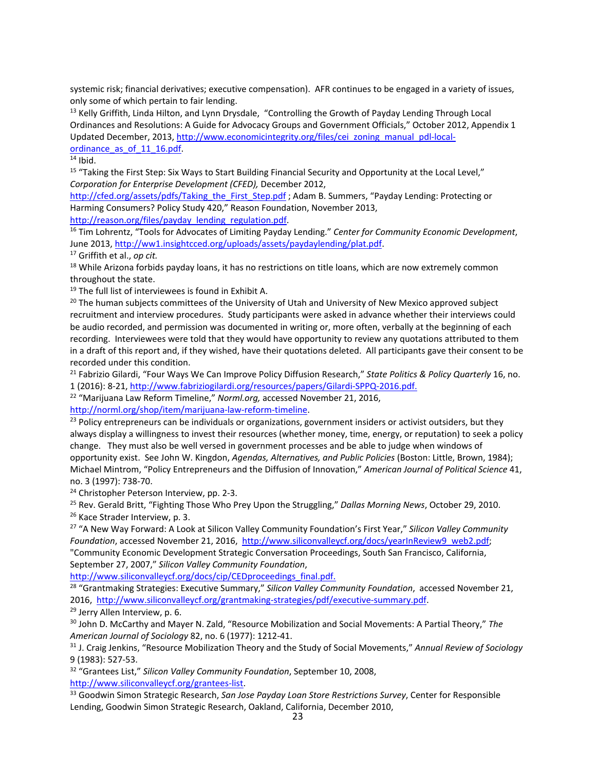systemic risk; financial derivatives; executive compensation). AFR continues to be engaged in a variety of issues, only some of which pertain to fair lending.

[13] Kelly Griffith, Linda Hilton, and Lynn Drysdale, "Controlling the Growth of Payday Lending Through Local Ordinances and Resolutions: A Guide for Advocacy Groups and Government Officials," October 2012, Appendix 1 Updated December, 2013, http://www.economicintegrity.org/files/cei_zoning_manual_pdl-local-ordinance_as_of_11_16.pdf.

[14] Ibid.

[15] "Taking the First Step: Six Ways to Start Building Financial Security and Opportunity at the Local Level," *Corporation for Enterprise Development (CFED),* December 2012, http://cfed.org/assets/pdfs/Taking_the_First_Step.pdf ; Adam B. Summers, "Payday Lending: Protecting or Harming Consumers? Policy Study 420," Reason Foundation, November 2013, http://reason.org/files/payday_lending_regulation.pdf.

[16] Tim Lohrentz, "Tools for Advocates of Limiting Payday Lending." *Center for Community Economic Development*, June 2013, http://ww1.insightcced.org/uploads/assets/paydaylending/plat.pdf.

[17] Griffith et al., *op cit.*

[18] While Arizona forbids payday loans, it has no restrictions on title loans, which are now extremely common throughout the state.

[19] The full list of interviewees is found in Exhibit A.

[20] The human subjects committees of the University of Utah and University of New Mexico approved subject recruitment and interview procedures. Study participants were asked in advance whether their interviews could be audio recorded, and permission was documented in writing or, more often, verbally at the beginning of each recording. Interviewees were told that they would have opportunity to review any quotations attributed to them in a draft of this report and, if they wished, have their quotations deleted. All participants gave their consent to be recorded under this condition.

[21] Fabrizio Gilardi, "Four Ways We Can Improve Policy Diffusion Research," *State Politics & Policy Quarterly* 16, no. 1 (2016): 8-21, http://www.fabriziogilardi.org/resources/papers/Gilardi-SPPQ-2016.pdf.

[22] "Marijuana Law Reform Timeline," *Norml.org,* accessed November 21, 2016, http://norml.org/shop/item/marijuana-law-reform-timeline.

[23] Policy entrepreneurs can be individuals or organizations, government insiders or activist outsiders, but they always display a willingness to invest their resources (whether money, time, energy, or reputation) to seek a policy change. They must also be well versed in government processes and be able to judge when windows of opportunity exist. See John W. Kingdon, *Agendas, Alternatives, and Public Policies* (Boston: Little, Brown, 1984); Michael Mintrom, "Policy Entrepreneurs and the Diffusion of Innovation," *American Journal of Political Science* 41, no. 3 (1997): 738-70.

[24] Christopher Peterson Interview, pp. 2-3.

[25] Rev. Gerald Britt, "Fighting Those Who Prey Upon the Struggling," *Dallas Morning News*, October 29, 2010.

[26] Kace Strader Interview, p. 3.

[27] "A New Way Forward: A Look at Silicon Valley Community Foundation's First Year," *Silicon Valley Community Foundation*, accessed November 21, 2016, http://www.siliconvalleycf.org/docs/yearInReview9_web2.pdf; "Community Economic Development Strategic Conversation Proceedings, South San Francisco, California, September 27, 2007," *Silicon Valley Community Foundation*, http://www.siliconvalleycf.org/docs/cip/CEDproceedings_final.pdf.

[28] "Grantmaking Strategies: Executive Summary," *Silicon Valley Community Foundation*, accessed November 21, 2016, http://www.siliconvalleycf.org/grantmaking-strategies/pdf/executive-summary.pdf.

[29] Jerry Allen Interview, p. 6.

[30] John D. McCarthy and Mayer N. Zald, "Resource Mobilization and Social Movements: A Partial Theory," *The American Journal of Sociology* 82, no. 6 (1977): 1212-41.

[31] J. Craig Jenkins, "Resource Mobilization Theory and the Study of Social Movements," *Annual Review of Sociology* 9 (1983): 527-53.

[32] "Grantees List," *Silicon Valley Community Foundation*, September 10, 2008, http://www.siliconvalleycf.org/grantees-list.

[33] Goodwin Simon Strategic Research, *San Jose Payday Loan Store Restrictions Survey*, Center for Responsible Lending, Goodwin Simon Strategic Research, Oakland, California, December 2010,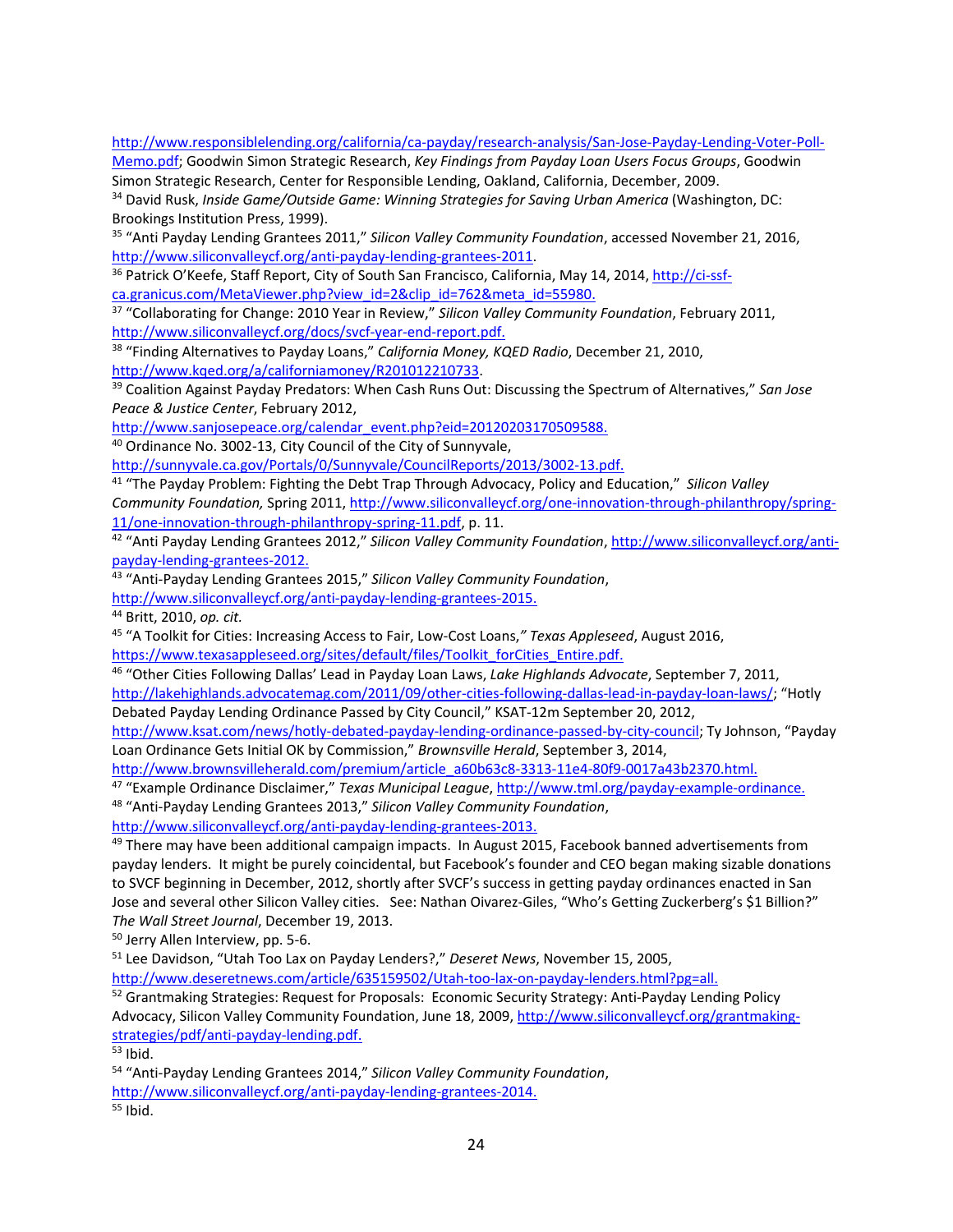http://www.responsiblelending.org/california/ca-payday/research-analysis/San-Jose-Payday-Lending-Voter-Poll-Memo.pdf; Goodwin Simon Strategic Research, *Key Findings from Payday Loan Users Focus Groups*, Goodwin Simon Strategic Research, Center for Responsible Lending, Oakland, California, December, 2009.

[34] David Rusk, *Inside Game/Outside Game: Winning Strategies for Saving Urban America* (Washington, DC: Brookings Institution Press, 1999).

[35] "Anti Payday Lending Grantees 2011," *Silicon Valley Community Foundation*, accessed November 21, 2016, http://www.siliconvalleycf.org/anti-payday-lending-grantees-2011.

[36] Patrick O'Keefe, Staff Report, City of South San Francisco, California, May 14, 2014, http://ci-ssf-ca.granicus.com/MetaViewer.php?view_id=2&clip_id=762&meta_id=55980.

[37] "Collaborating for Change: 2010 Year in Review," *Silicon Valley Community Foundation*, February 2011, http://www.siliconvalleycf.org/docs/svcf-year-end-report.pdf.

[38] "Finding Alternatives to Payday Loans," *California Money, KQED Radio*, December 21, 2010, http://www.kqed.org/a/californiamoney/R201012210733.

[39] Coalition Against Payday Predators: When Cash Runs Out: Discussing the Spectrum of Alternatives," *San Jose Peace & Justice Center*, February 2012, http://www.sanjosepeace.org/calendar_event.php?eid=20120203170509588.

[40] Ordinance No. 3002-13, City Council of the City of Sunnyvale, http://sunnyvale.ca.gov/Portals/0/Sunnyvale/CouncilReports/2013/3002-13.pdf.

[41] "The Payday Problem: Fighting the Debt Trap Through Advocacy, Policy and Education," *Silicon Valley Community Foundation,* Spring 2011, http://www.siliconvalleycf.org/one-innovation-through-philanthropy/spring-11/one-innovation-through-philanthropy-spring-11.pdf, p. 11.

[42] "Anti Payday Lending Grantees 2012," *Silicon Valley Community Foundation*, http://www.siliconvalleycf.org/anti-payday-lending-grantees-2012.

[43] "Anti-Payday Lending Grantees 2015," *Silicon Valley Community Foundation*, http://www.siliconvalleycf.org/anti-payday-lending-grantees-2015.

[44] Britt, 2010, *op. cit.*

[45] "A Toolkit for Cities: Increasing Access to Fair, Low-Cost Loans," *Texas Appleseed*, August 2016, https://www.texasappleseed.org/sites/default/files/Toolkit_forCities_Entire.pdf.

[46] "Other Cities Following Dallas' Lead in Payday Loan Laws, *Lake Highlands Advocate*, September 7, 2011, http://lakehighlands.advocatemag.com/2011/09/other-cities-following-dallas-lead-in-payday-loan-laws/; "Hotly Debated Payday Lending Ordinance Passed by City Council," KSAT-12m September 20, 2012, http://www.ksat.com/news/hotly-debated-payday-lending-ordinance-passed-by-city-council; Ty Johnson, "Payday Loan Ordinance Gets Initial OK by Commission," *Brownsville Herald*, September 3, 2014, http://www.brownsvilleherald.com/premium/article_a60b63c8-3313-11e4-80f9-0017a43b2370.html.

[47] "Example Ordinance Disclaimer," *Texas Municipal League*, http://www.tml.org/payday-example-ordinance.

[48] "Anti-Payday Lending Grantees 2013," *Silicon Valley Community Foundation*, http://www.siliconvalleycf.org/anti-payday-lending-grantees-2013.

[49] There may have been additional campaign impacts. In August 2015, Facebook banned advertisements from payday lenders. It might be purely coincidental, but Facebook's founder and CEO began making sizable donations to SVCF beginning in December, 2012, shortly after SVCF's success in getting payday ordinances enacted in San Jose and several other Silicon Valley cities. See: Nathan Oivarez-Giles, "Who's Getting Zuckerberg's $1 Billion?" *The Wall Street Journal*, December 19, 2013.

[50] Jerry Allen Interview, pp. 5-6.

[51] Lee Davidson, "Utah Too Lax on Payday Lenders?," *Deseret News*, November 15, 2005, http://www.deseretnews.com/article/635159502/Utah-too-lax-on-payday-lenders.html?pg=all.

[52] Grantmaking Strategies: Request for Proposals: Economic Security Strategy: Anti-Payday Lending Policy Advocacy, Silicon Valley Community Foundation, June 18, 2009, http://www.siliconvalleycf.org/grantmaking-strategies/pdf/anti-payday-lending.pdf.

[53] Ibid.

[54] "Anti-Payday Lending Grantees 2014," *Silicon Valley Community Foundation*, http://www.siliconvalleycf.org/anti-payday-lending-grantees-2014.

[55] Ibid.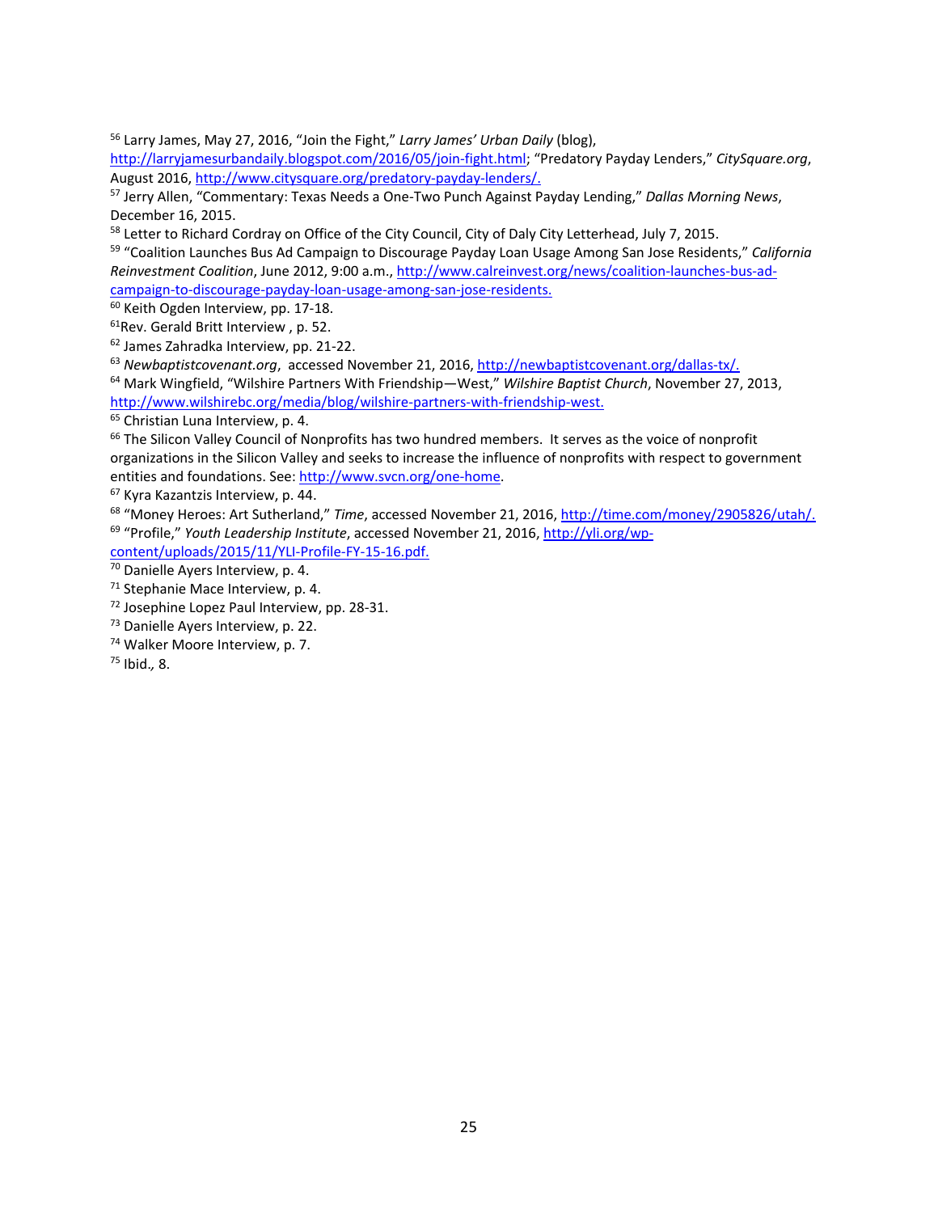[56] Larry James, May 27, 2016, "Join the Fight," *Larry James' Urban Daily* (blog), http://larryjamesurbandaily.blogspot.com/2016/05/join-fight.html; "Predatory Payday Lenders," *CitySquare.org*, August 2016, http://www.citysquare.org/predatory-payday-lenders/.

[57] Jerry Allen, "Commentary: Texas Needs a One-Two Punch Against Payday Lending," *Dallas Morning News*, December 16, 2015.

[58] Letter to Richard Cordray on Office of the City Council, City of Daly City Letterhead, July 7, 2015.

[59] "Coalition Launches Bus Ad Campaign to Discourage Payday Loan Usage Among San Jose Residents," *California Reinvestment Coalition*, June 2012, 9:00 a.m., http://www.calreinvest.org/news/coalition-launches-bus-ad-campaign-to-discourage-payday-loan-usage-among-san-jose-residents.

[60] Keith Ogden Interview, pp. 17-18.

[61] Rev. Gerald Britt Interview , p. 52.

[62] James Zahradka Interview, pp. 21-22.

[63] *Newbaptistcovenant.org*, accessed November 21, 2016, http://newbaptistcovenant.org/dallas-tx/.

[64] Mark Wingfield, "Wilshire Partners With Friendship—West," *Wilshire Baptist Church*, November 27, 2013, http://www.wilshirebc.org/media/blog/wilshire-partners-with-friendship-west.

[65] Christian Luna Interview, p. 4.

[66] The Silicon Valley Council of Nonprofits has two hundred members. It serves as the voice of nonprofit organizations in the Silicon Valley and seeks to increase the influence of nonprofits with respect to government entities and foundations. See: http://www.svcn.org/one-home.

[67] Kyra Kazantzis Interview, p. 44.

[68] "Money Heroes: Art Sutherland," *Time*, accessed November 21, 2016, http://time.com/money/2905826/utah/.

[69] "Profile," *Youth Leadership Institute*, accessed November 21, 2016, http://yli.org/wp-content/uploads/2015/11/YLI-Profile-FY-15-16.pdf.

[70] Danielle Ayers Interview, p. 4.

[71] Stephanie Mace Interview, p. 4.

[72] Josephine Lopez Paul Interview, pp. 28-31.

[73] Danielle Ayers Interview, p. 22.

[74] Walker Moore Interview, p. 7.

[75] Ibid*.*, 8.